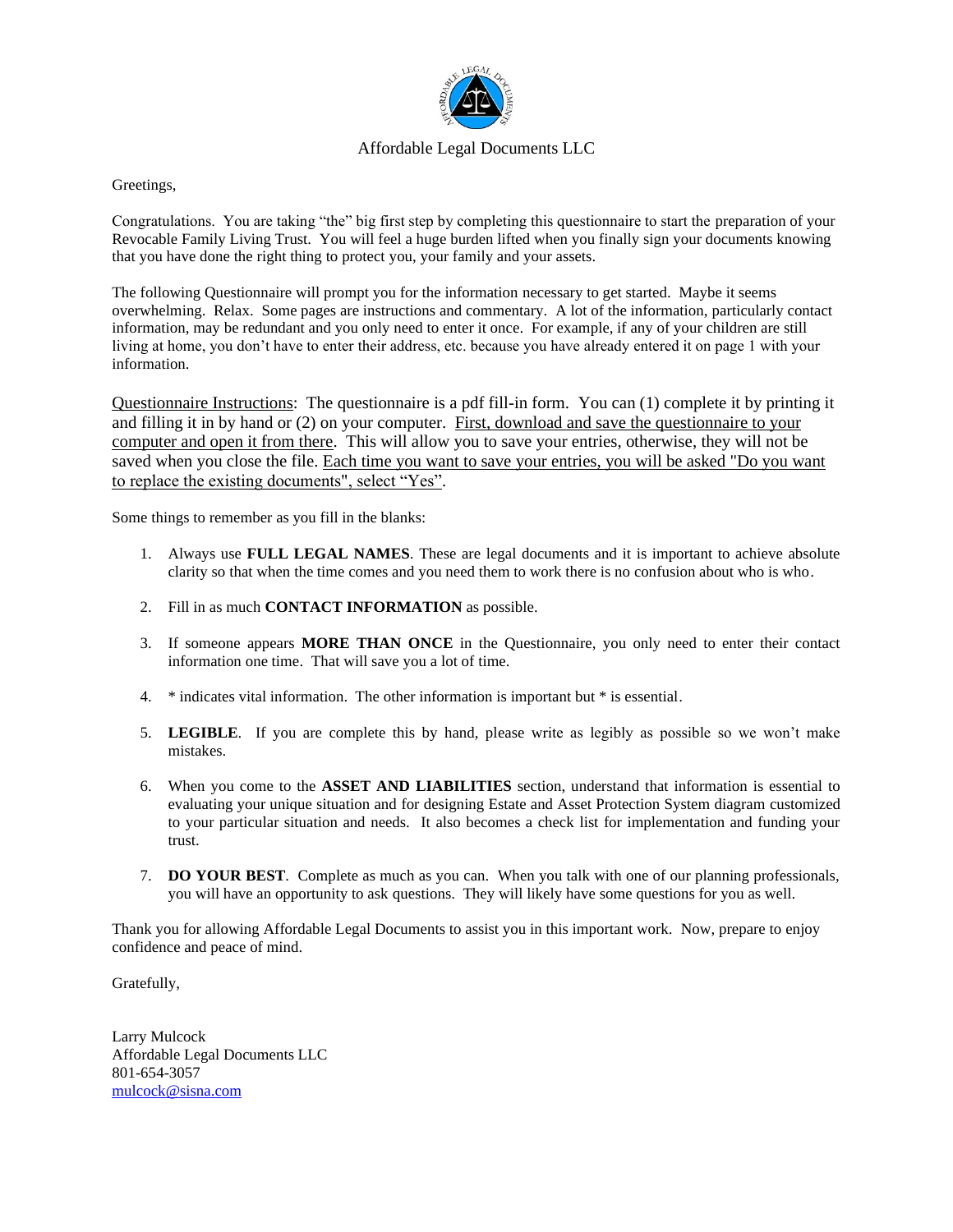Affordable Legal Documents LLC

Greetings,

Congratulations. You are taking "the" big first step by completing this questionnaire to start the preparation of your Revocable Family Living Trust. You will feel a huge burden lifted when you finally sign your documents knowing that you have done the right thing to protect you, your family and your assets.

The following Questionnaire will prompt you for the information necessary to get started. Maybe it seems overwhelming. Relax. Some pages are instructions and commentary. A lot of the information, particularly contact information, may be redundant and you only need to enter it once. For example, if any of your children are still living at home, you don't have to enter their address, etc. because you have already entered it on page 1 with your information.

<u>Questionnaire Instructions</u>: The questionnaire is a pdf fill-in form. You can (1) complete it by printing it and filling it in by hand or (2) on your computer. <u>First, download and save the questionnaire to your computer and open it from there</u>. This will allow you to save your entries, otherwise, they will not be saved when you close the file. <u>Each time you want to save your entries, you will be asked "Do you want to replace the existing documents", select "Yes"</u>.

Some things to remember as you fill in the blanks:

1. Always use **FULL LEGAL NAMES**. These are legal documents and it is important to achieve absolute clarity so that when the time comes and you need them to work there is no confusion about who is who.
2. Fill in as much **CONTACT INFORMATION** as possible.
3. If someone appears **MORE THAN ONCE** in the Questionnaire, you only need to enter their contact information one time. That will save you a lot of time.
4. * indicates vital information. The other information is important but * is essential.
5. **LEGIBLE**. If you are complete this by hand, please write as legibly as possible so we won't make mistakes.
6. When you come to the **ASSET AND LIABILITIES** section, understand that information is essential to evaluating your unique situation and for designing Estate and Asset Protection System diagram customized to your particular situation and needs. It also becomes a check list for implementation and funding your trust.
7. **DO YOUR BEST**. Complete as much as you can. When you talk with one of our planning professionals, you will have an opportunity to ask questions. They will likely have some questions for you as well.

Thank you for allowing Affordable Legal Documents to assist you in this important work. Now, prepare to enjoy confidence and peace of mind.

Gratefully,

Larry Mulcock
Affordable Legal Documents LLC
801-654-3057
mulcock@sisna.com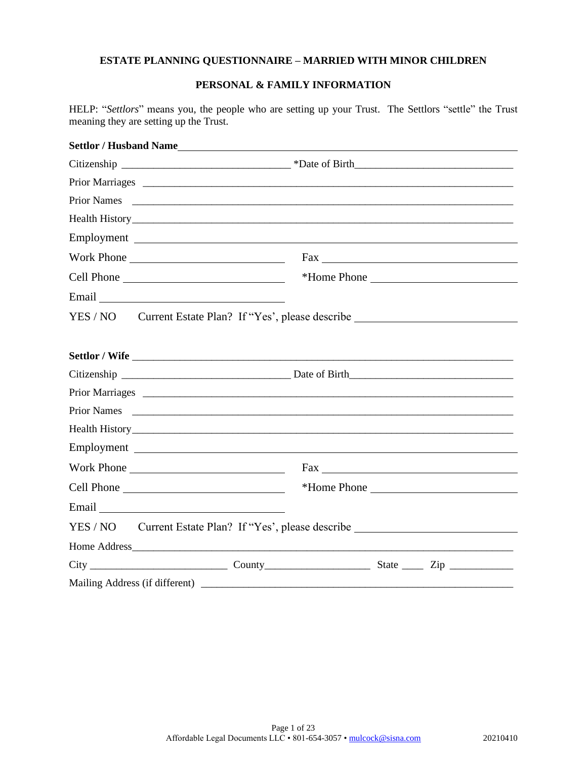**ESTATE PLANNING QUESTIONNAIRE – MARRIED WITH MINOR CHILDREN**

**PERSONAL & FAMILY INFORMATION**

HELP: "*Settlors*" means you, the people who are setting up your Trust. The Settlors "settle" the Trust meaning they are setting up the Trust.

**Settlor / Husband Name**\_\_\_\_\_\_\_\_\_\_\_\_\_\_\_\_\_\_\_\_\_\_\_\_\_\_\_\_\_\_\_\_\_\_\_\_\_\_\_\_\_\_\_\_\_\_\_\_\_\_\_\_\_\_\_\_\_\_\_\_

Citizenship \_\_\_\_\_\_\_\_\_\_\_\_\_\_\_\_\_\_\_\_\_\_\_\_\_\_\_\_\_\_ *Date of Birth\_\_\_\_\_\_\_\_\_\_\_\_\_\_\_\_\_\_\_\_\_\_\_\_\_\_\_\_\_\_

Prior Marriages \_\_\_\_\_\_\_\_\_\_\_\_\_\_\_\_\_\_\_\_\_\_\_\_\_\_\_\_\_\_\_\_\_\_\_\_\_\_\_\_\_\_\_\_\_\_\_\_\_\_\_\_\_\_\_\_\_\_\_\_

Prior Names \_\_\_\_\_\_\_\_\_\_\_\_\_\_\_\_\_\_\_\_\_\_\_\_\_\_\_\_\_\_\_\_\_\_\_\_\_\_\_\_\_\_\_\_\_\_\_\_\_\_\_\_\_\_\_\_\_\_\_\_\_\_

Health History\_\_\_\_\_\_\_\_\_\_\_\_\_\_\_\_\_\_\_\_\_\_\_\_\_\_\_\_\_\_\_\_\_\_\_\_\_\_\_\_\_\_\_\_\_\_\_\_\_\_\_\_\_\_\_\_\_\_\_\_\_

Employment \_\_\_\_\_\_\_\_\_\_\_\_\_\_\_\_\_\_\_\_\_\_\_\_\_\_\_\_\_\_\_\_\_\_\_\_\_\_\_\_\_\_\_\_\_\_\_\_\_\_\_\_\_\_\_\_\_\_\_\_\_\_\_

Work Phone \_\_\_\_\_\_\_\_\_\_\_\_\_\_\_\_\_\_\_\_\_\_\_\_\_\_ Fax \_\_\_\_\_\_\_\_\_\_\_\_\_\_\_\_\_\_\_\_\_\_\_\_\_\_\_\_\_\_\_\_\_

Cell Phone \_\_\_\_\_\_\_\_\_\_\_\_\_\_\_\_\_\_\_\_\_\_\_\_\_\_\_ *Home Phone \_\_\_\_\_\_\_\_\_\_\_\_\_\_\_\_\_\_\_\_\_\_\_\_\_

Email \_\_\_\_\_\_\_\_\_\_\_\_\_\_\_\_\_\_\_\_\_\_\_\_\_\_\_\_\_\_\_\_

YES / NO Current Estate Plan? If "Yes', please describe \_\_\_\_\_\_\_\_\_\_\_\_\_\_\_\_\_\_\_\_\_\_\_\_\_\_\_\_

**Settlor / Wife** \_\_\_\_\_\_\_\_\_\_\_\_\_\_\_\_\_\_\_\_\_\_\_\_\_\_\_\_\_\_\_\_\_\_\_\_\_\_\_\_\_\_\_\_\_\_\_\_\_\_\_\_\_\_\_\_\_\_\_\_\_\_\_\_

Citizenship \_\_\_\_\_\_\_\_\_\_\_\_\_\_\_\_\_\_\_\_\_\_\_\_\_\_\_\_\_\_ Date of Birth\_\_\_\_\_\_\_\_\_\_\_\_\_\_\_\_\_\_\_\_\_\_\_\_\_\_\_\_\_\_

Prior Marriages \_\_\_\_\_\_\_\_\_\_\_\_\_\_\_\_\_\_\_\_\_\_\_\_\_\_\_\_\_\_\_\_\_\_\_\_\_\_\_\_\_\_\_\_\_\_\_\_\_\_\_\_\_\_\_\_\_\_\_\_

Prior Names \_\_\_\_\_\_\_\_\_\_\_\_\_\_\_\_\_\_\_\_\_\_\_\_\_\_\_\_\_\_\_\_\_\_\_\_\_\_\_\_\_\_\_\_\_\_\_\_\_\_\_\_\_\_\_\_\_\_\_\_\_\_

Health History\_\_\_\_\_\_\_\_\_\_\_\_\_\_\_\_\_\_\_\_\_\_\_\_\_\_\_\_\_\_\_\_\_\_\_\_\_\_\_\_\_\_\_\_\_\_\_\_\_\_\_\_\_\_\_\_\_\_\_\_\_

Employment \_\_\_\_\_\_\_\_\_\_\_\_\_\_\_\_\_\_\_\_\_\_\_\_\_\_\_\_\_\_\_\_\_\_\_\_\_\_\_\_\_\_\_\_\_\_\_\_\_\_\_\_\_\_\_\_\_\_\_\_\_\_\_

Work Phone \_\_\_\_\_\_\_\_\_\_\_\_\_\_\_\_\_\_\_\_\_\_\_\_\_\_ Fax \_\_\_\_\_\_\_\_\_\_\_\_\_\_\_\_\_\_\_\_\_\_\_\_\_\_\_\_\_\_\_\_\_

Cell Phone \_\_\_\_\_\_\_\_\_\_\_\_\_\_\_\_\_\_\_\_\_\_\_\_\_\_\_ *Home Phone \_\_\_\_\_\_\_\_\_\_\_\_\_\_\_\_\_\_\_\_\_\_\_\_\_

Email \_\_\_\_\_\_\_\_\_\_\_\_\_\_\_\_\_\_\_\_\_\_\_\_\_\_\_\_\_\_\_\_

YES / NO Current Estate Plan? If "Yes', please describe \_\_\_\_\_\_\_\_\_\_\_\_\_\_\_\_\_\_\_\_\_\_\_\_\_\_\_\_

Home Address\_\_\_\_\_\_\_\_\_\_\_\_\_\_\_\_\_\_\_\_\_\_\_\_\_\_\_\_\_\_\_\_\_\_\_\_\_\_\_\_\_\_\_\_\_\_\_\_\_\_\_\_\_\_\_\_\_\_\_\_\_\_

City \_\_\_\_\_\_\_\_\_\_\_\_\_\_\_\_\_\_\_\_\_\_\_\_\_ County\_\_\_\_\_\_\_\_\_\_\_\_\_\_\_\_\_\_\_ State \_\_\_\_ Zip \_\_\_\_\_\_\_\_\_\_\_\_

Mailing Address (if different) \_\_\_\_\_\_\_\_\_\_\_\_\_\_\_\_\_\_\_\_\_\_\_\_\_\_\_\_\_\_\_\_\_\_\_\_\_\_\_\_\_\_\_\_\_\_\_\_\_\_\_\_\_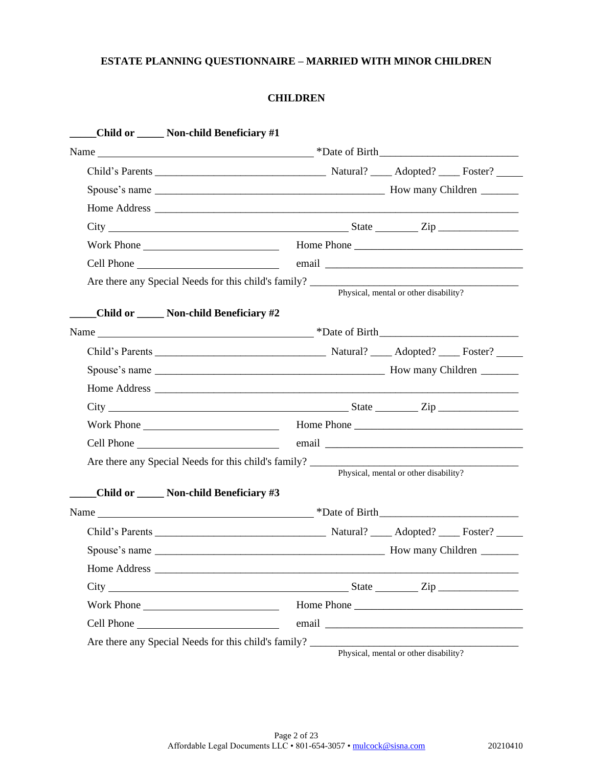**ESTATE PLANNING QUESTIONNAIRE – MARRIED WITH MINOR CHILDREN**

## CHILDREN

**_____Child or _____ Non-child Beneficiary #1**

Name ________________________________________ *Date of Birth_________________________

Child's Parents _______________________________ Natural? ____ Adopted? ____ Foster? _____

Spouse's name __________________________________________ How many Children _______

Home Address __________________________________________________________________

City ____________________________________________ State ________ Zip _______________

Work Phone _________________________ Home Phone _______________________________

Cell Phone __________________________ email ____________________________________

Are there any Special Needs for this child's family? ______________________________________
Physical, mental or other disability?

**_____Child or _____ Non-child Beneficiary #2**

Name ________________________________________ *Date of Birth_________________________

Child's Parents _______________________________ Natural? ____ Adopted? ____ Foster? _____

Spouse's name __________________________________________ How many Children _______

Home Address __________________________________________________________________

City ____________________________________________ State ________ Zip _______________

Work Phone _________________________ Home Phone _______________________________

Cell Phone __________________________ email ____________________________________

Are there any Special Needs for this child's family? ______________________________________
Physical, mental or other disability?

**_____Child or _____ Non-child Beneficiary #3**

Name ________________________________________ *Date of Birth_________________________

Child's Parents _______________________________ Natural? ____ Adopted? ____ Foster? _____

Spouse's name __________________________________________ How many Children _______

Home Address __________________________________________________________________

City ____________________________________________ State ________ Zip _______________

Work Phone _________________________ Home Phone _______________________________

Cell Phone __________________________ email ____________________________________

Are there any Special Needs for this child's family? ______________________________________
Physical, mental or other disability?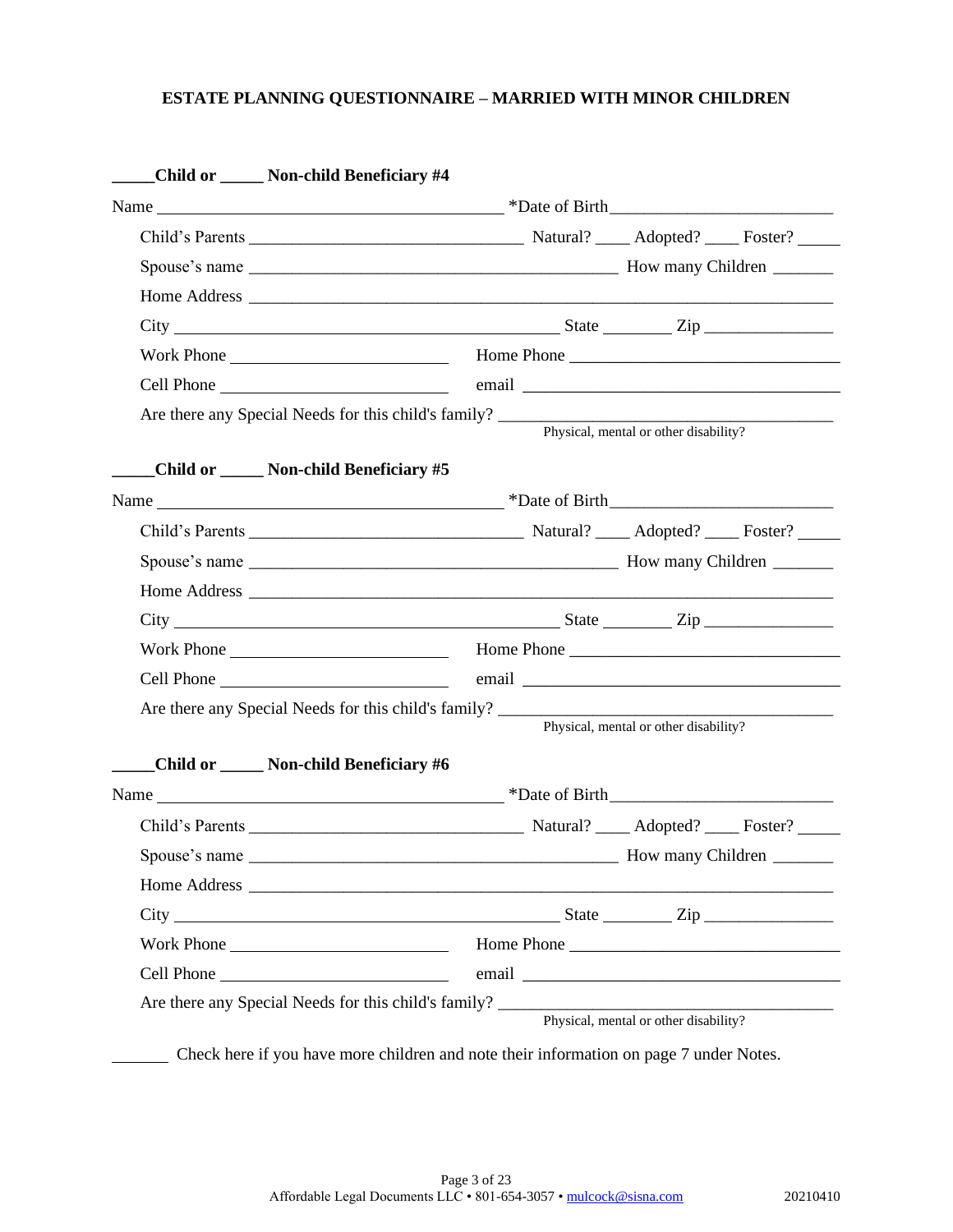# ESTATE PLANNING QUESTIONNAIRE – MARRIED WITH MINOR CHILDREN

**_____Child or _____ Non-child Beneficiary #4**

Name ________________________________________ *Date of Birth_________________________

Child's Parents _______________________________ Natural? ____ Adopted? ____ Foster? _____

Spouse's name __________________________________________ How many Children _______

Home Address ___________________________________________________________________

City ____________________________________________ State ________ Zip _______________

Work Phone _________________________ Home Phone ______________________________

Cell Phone __________________________ email ____________________________________

Are there any Special Needs for this child's family? ______________________________________
Physical, mental or other disability?

**_____Child or _____ Non-child Beneficiary #5**

Name ________________________________________ *Date of Birth_________________________

Child's Parents _______________________________ Natural? ____ Adopted? ____ Foster? _____

Spouse's name __________________________________________ How many Children _______

Home Address ___________________________________________________________________

City ____________________________________________ State ________ Zip _______________

Work Phone _________________________ Home Phone ______________________________

Cell Phone __________________________ email ____________________________________

Are there any Special Needs for this child's family? ______________________________________
Physical, mental or other disability?

**_____Child or _____ Non-child Beneficiary #6**

Name ________________________________________ *Date of Birth_________________________

Child's Parents _______________________________ Natural? ____ Adopted? ____ Foster? _____

Spouse's name __________________________________________ How many Children _______

Home Address ___________________________________________________________________

City ____________________________________________ State ________ Zip _______________

Work Phone _________________________ Home Phone ______________________________

Cell Phone __________________________ email ____________________________________

Are there any Special Needs for this child's family? ______________________________________
Physical, mental or other disability?

_______ Check here if you have more children and note their information on page 7 under Notes.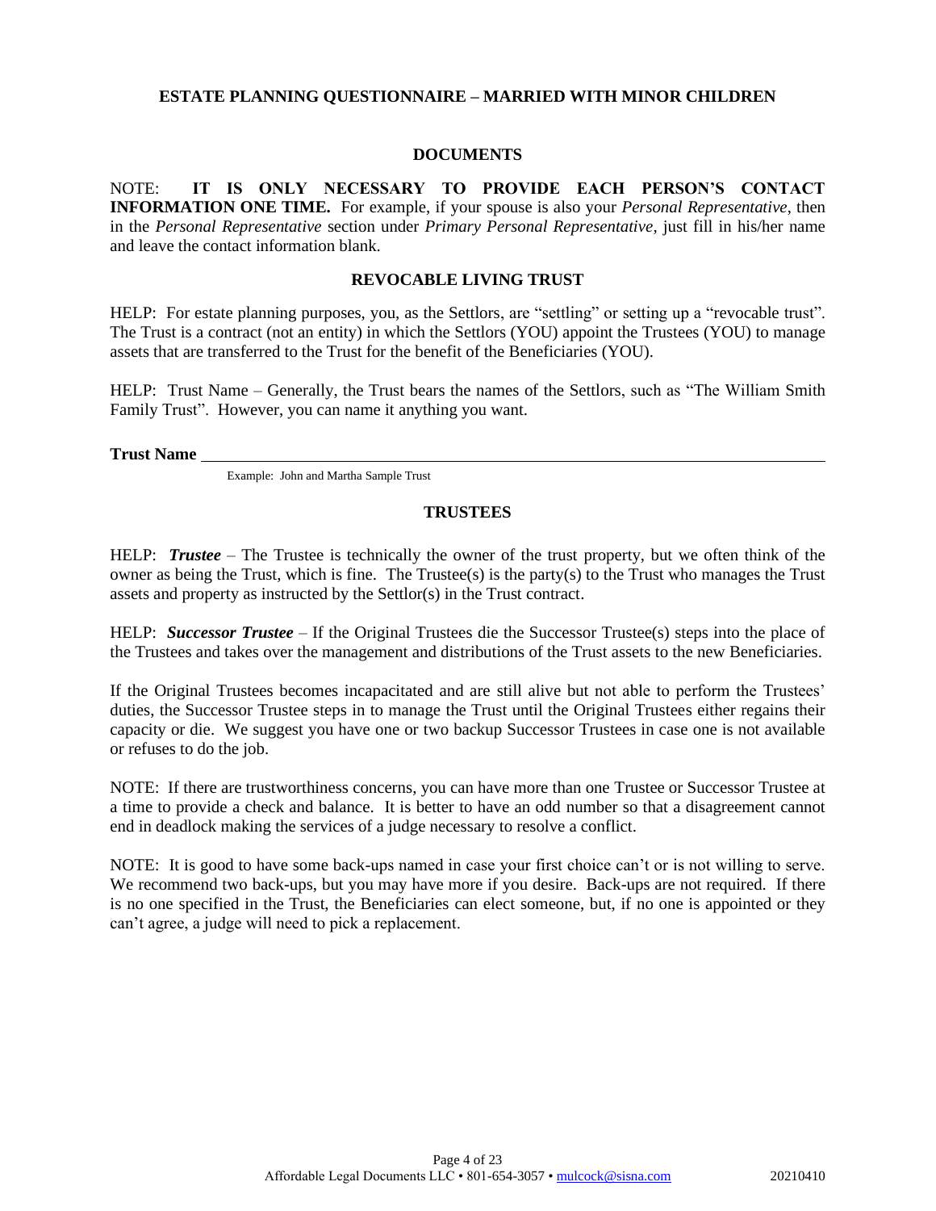## ESTATE PLANNING QUESTIONNAIRE – MARRIED WITH MINOR CHILDREN

### DOCUMENTS

NOTE: **IT IS ONLY NECESSARY TO PROVIDE EACH PERSON'S CONTACT INFORMATION ONE TIME.** For example, if your spouse is also your *Personal Representative*, then in the *Personal Representative* section under *Primary Personal Representative,* just fill in his/her name and leave the contact information blank.

### REVOCABLE LIVING TRUST

HELP: For estate planning purposes, you, as the Settlors, are "settling" or setting up a "revocable trust". The Trust is a contract (not an entity) in which the Settlors (YOU) appoint the Trustees (YOU) to manage assets that are transferred to the Trust for the benefit of the Beneficiaries (YOU).

HELP: Trust Name – Generally, the Trust bears the names of the Settlors, such as "The William Smith Family Trust". However, you can name it anything you want.

**Trust Name** ______________________________________________________________

Example: John and Martha Sample Trust

### TRUSTEES

HELP: ***Trustee*** – The Trustee is technically the owner of the trust property, but we often think of the owner as being the Trust, which is fine. The Trustee(s) is the party(s) to the Trust who manages the Trust assets and property as instructed by the Settlor(s) in the Trust contract.

HELP: ***Successor Trustee*** – If the Original Trustees die the Successor Trustee(s) steps into the place of the Trustees and takes over the management and distributions of the Trust assets to the new Beneficiaries.

If the Original Trustees becomes incapacitated and are still alive but not able to perform the Trustees' duties, the Successor Trustee steps in to manage the Trust until the Original Trustees either regains their capacity or die. We suggest you have one or two backup Successor Trustees in case one is not available or refuses to do the job.

NOTE: If there are trustworthiness concerns, you can have more than one Trustee or Successor Trustee at a time to provide a check and balance. It is better to have an odd number so that a disagreement cannot end in deadlock making the services of a judge necessary to resolve a conflict.

NOTE: It is good to have some back-ups named in case your first choice can't or is not willing to serve. We recommend two back-ups, but you may have more if you desire. Back-ups are not required. If there is no one specified in the Trust, the Beneficiaries can elect someone, but, if no one is appointed or they can't agree, a judge will need to pick a replacement.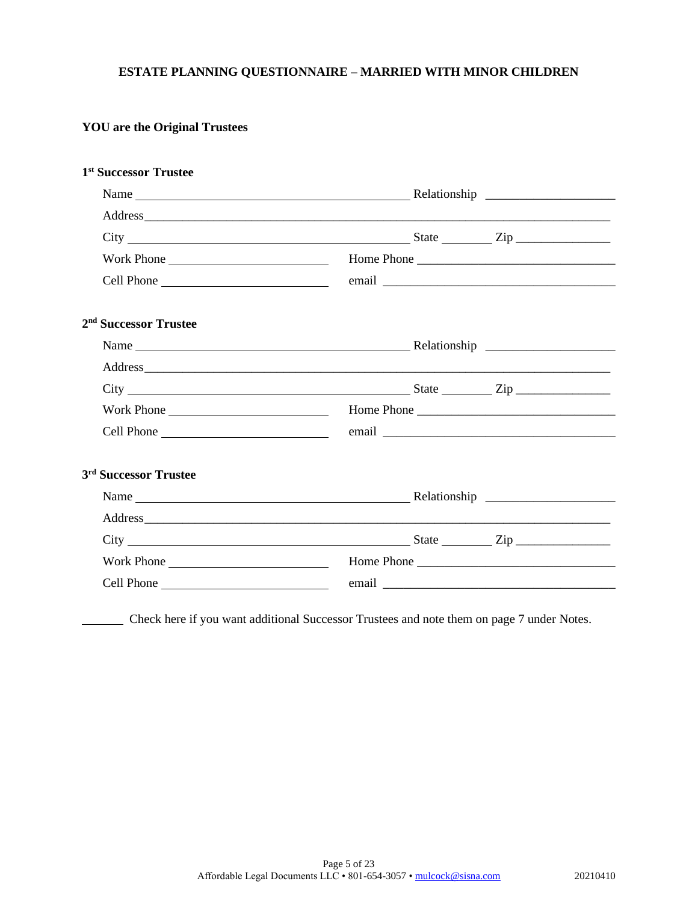# ESTATE PLANNING QUESTIONNAIRE – MARRIED WITH MINOR CHILDREN

**YOU are the Original Trustees**

**1st Successor Trustee**

Name ____________________________________ Relationship ____________________

Address ______________________________________________________________________

City ____________________________________ State ________ Zip _______________

Work Phone __________________________ Home Phone ________________________________

Cell Phone __________________________ email _____________________________________

**2nd Successor Trustee**

Name ____________________________________ Relationship ____________________

Address ______________________________________________________________________

City ____________________________________ State ________ Zip _______________

Work Phone __________________________ Home Phone ________________________________

Cell Phone __________________________ email _____________________________________

**3rd Successor Trustee**

Name ____________________________________ Relationship ____________________

Address ______________________________________________________________________

City ____________________________________ State ________ Zip _______________

Work Phone __________________________ Home Phone ________________________________

Cell Phone __________________________ email _____________________________________

_______ Check here if you want additional Successor Trustees and note them on page 7 under Notes.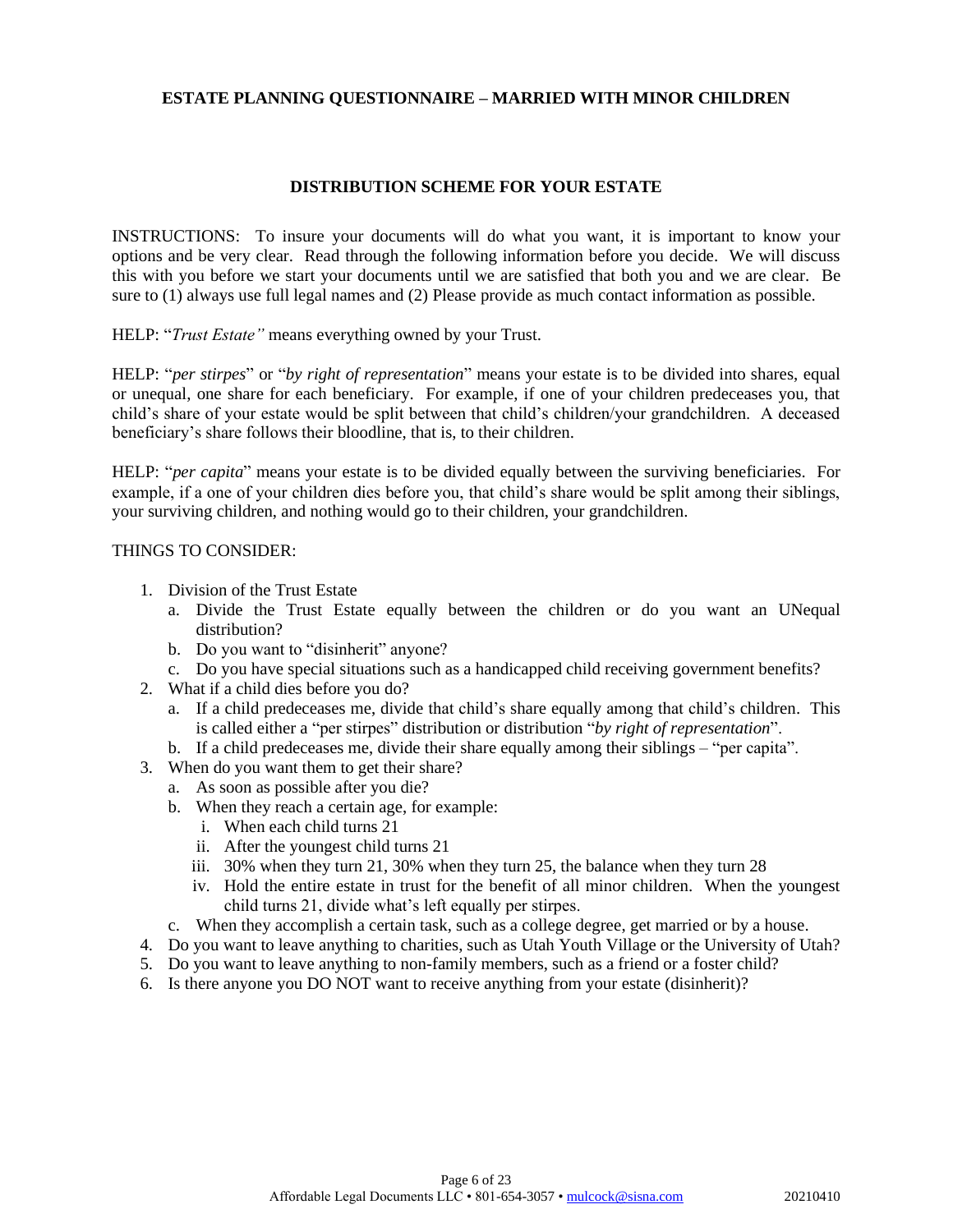## ESTATE PLANNING QUESTIONNAIRE – MARRIED WITH MINOR CHILDREN

### DISTRIBUTION SCHEME FOR YOUR ESTATE

INSTRUCTIONS: To insure your documents will do what you want, it is important to know your options and be very clear. Read through the following information before you decide. We will discuss this with you before we start your documents until we are satisfied that both you and we are clear. Be sure to (1) always use full legal names and (2) Please provide as much contact information as possible.

HELP: "*Trust Estate"* means everything owned by your Trust.

HELP: "*per stirpes*" or "*by right of representation*" means your estate is to be divided into shares, equal or unequal, one share for each beneficiary. For example, if one of your children predeceases you, that child's share of your estate would be split between that child's children/your grandchildren. A deceased beneficiary's share follows their bloodline, that is, to their children.

HELP: "*per capita*" means your estate is to be divided equally between the surviving beneficiaries. For example, if a one of your children dies before you, that child's share would be split among their siblings, your surviving children, and nothing would go to their children, your grandchildren.

THINGS TO CONSIDER:

1. Division of the Trust Estate
   a. Divide the Trust Estate equally between the children or do you want an UNequal distribution?
   b. Do you want to "disinherit" anyone?
   c. Do you have special situations such as a handicapped child receiving government benefits?
2. What if a child dies before you do?
   a. If a child predeceases me, divide that child's share equally among that child's children. This is called either a "per stirpes" distribution or distribution "*by right of representation*".
   b. If a child predeceases me, divide their share equally among their siblings – "per capita".
3. When do you want them to get their share?
   a. As soon as possible after you die?
   b. When they reach a certain age, for example:
      i. When each child turns 21
      ii. After the youngest child turns 21
      iii. 30% when they turn 21, 30% when they turn 25, the balance when they turn 28
      iv. Hold the entire estate in trust for the benefit of all minor children. When the youngest child turns 21, divide what's left equally per stirpes.
   c. When they accomplish a certain task, such as a college degree, get married or by a house.
4. Do you want to leave anything to charities, such as Utah Youth Village or the University of Utah?
5. Do you want to leave anything to non-family members, such as a friend or a foster child?
6. Is there anyone you DO NOT want to receive anything from your estate (disinherit)?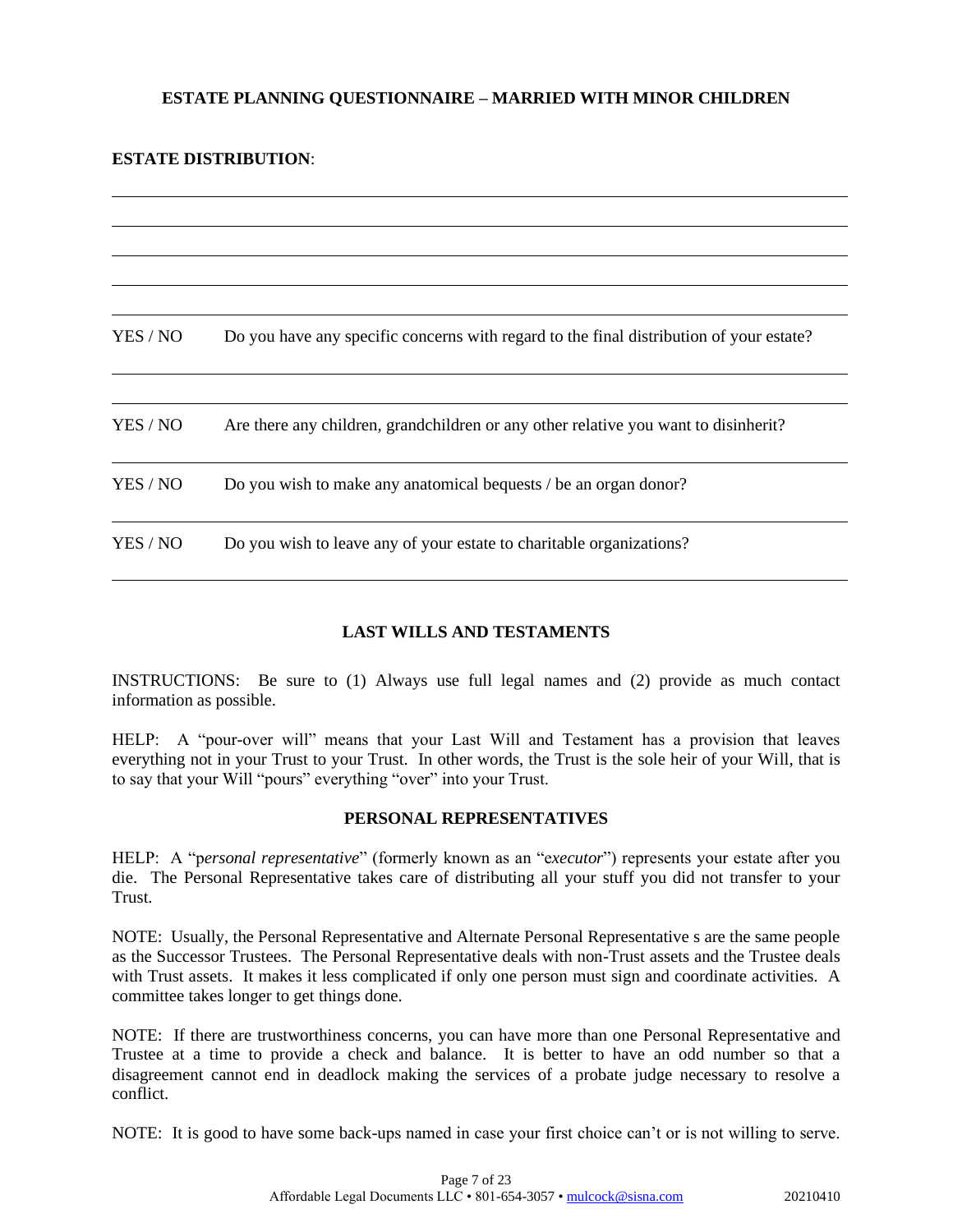**ESTATE PLANNING QUESTIONNAIRE – MARRIED WITH MINOR CHILDREN**

**ESTATE DISTRIBUTION**:

______________________________________________________________________________

______________________________________________________________________________

______________________________________________________________________________

______________________________________________________________________________

YES / NO Do you have any specific concerns with regard to the final distribution of your estate?

______________________________________________________________________________

______________________________________________________________________________

YES / NO Are there any children, grandchildren or any other relative you want to disinherit?

______________________________________________________________________________

YES / NO Do you wish to make any anatomical bequests / be an organ donor?

______________________________________________________________________________

YES / NO Do you wish to leave any of your estate to charitable organizations?

______________________________________________________________________________

## LAST WILLS AND TESTAMENTS

INSTRUCTIONS: Be sure to (1) Always use full legal names and (2) provide as much contact information as possible.

HELP: A "pour-over will" means that your Last Will and Testament has a provision that leaves everything not in your Trust to your Trust. In other words, the Trust is the sole heir of your Will, that is to say that your Will "pours" everything "over" into your Trust.

### PERSONAL REPRESENTATIVES

HELP: A "p*ersonal representative*" (formerly known as an "e*xecutor*") represents your estate after you die. The Personal Representative takes care of distributing all your stuff you did not transfer to your Trust.

NOTE: Usually, the Personal Representative and Alternate Personal Representative s are the same people as the Successor Trustees. The Personal Representative deals with non-Trust assets and the Trustee deals with Trust assets. It makes it less complicated if only one person must sign and coordinate activities. A committee takes longer to get things done.

NOTE: If there are trustworthiness concerns, you can have more than one Personal Representative and Trustee at a time to provide a check and balance. It is better to have an odd number so that a disagreement cannot end in deadlock making the services of a probate judge necessary to resolve a conflict.

NOTE: It is good to have some back-ups named in case your first choice can't or is not willing to serve.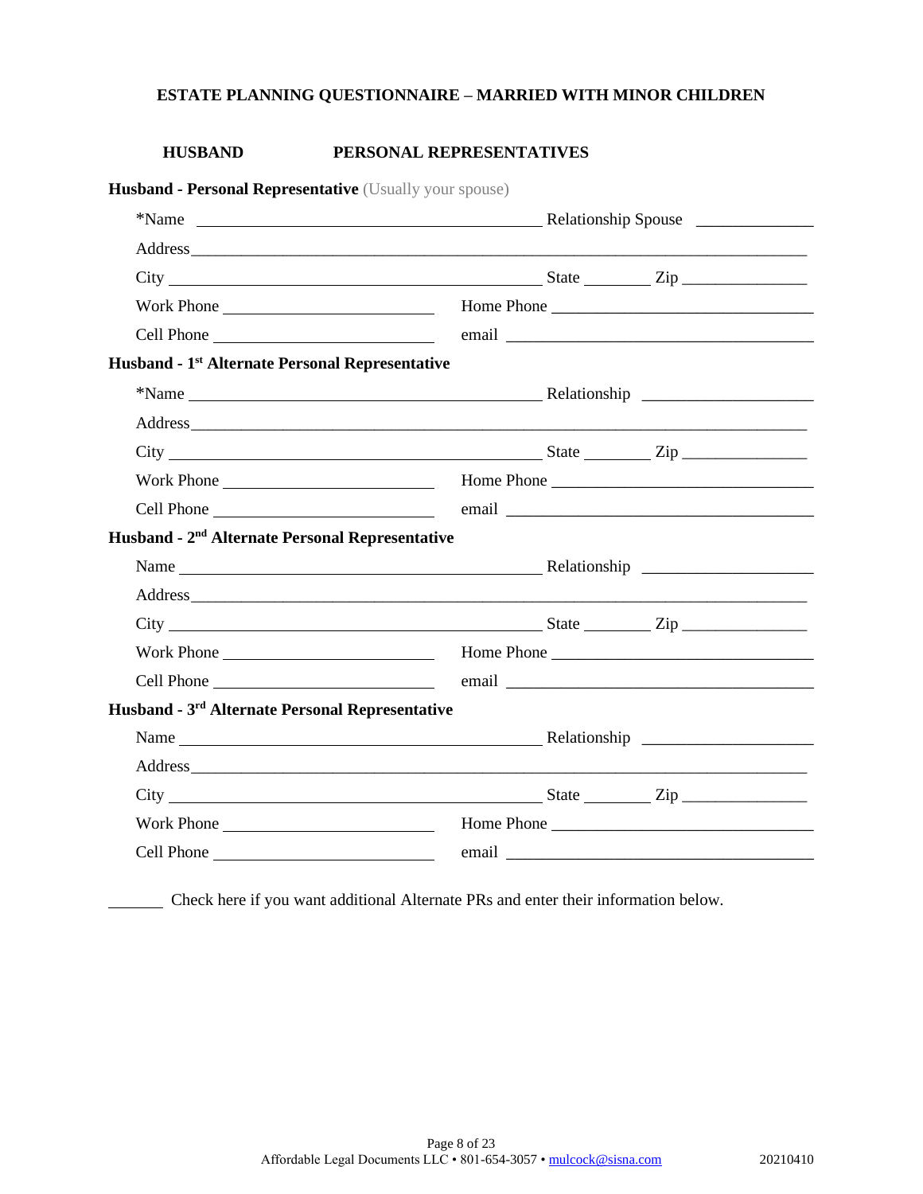## ESTATE PLANNING QUESTIONNAIRE – MARRIED WITH MINOR CHILDREN

### HUSBAND PERSONAL REPRESENTATIVES

**Husband - Personal Representative** (Usually your spouse)

*Name ______________________________ Relationship Spouse ____________

Address ______________________________________________________________

City ______________________________ State ________ Zip ______________

Work Phone ______________________ Home Phone ______________________

Cell Phone ______________________ email ______________________

**Husband - 1st Alternate Personal Representative**

*Name ______________________________ Relationship ____________________

Address ______________________________________________________________

City ______________________________ State ________ Zip ______________

Work Phone ______________________ Home Phone ______________________

Cell Phone ______________________ email ______________________

**Husband - 2nd Alternate Personal Representative**

Name ______________________________ Relationship ____________________

Address ______________________________________________________________

City ______________________________ State ________ Zip ______________

Work Phone ______________________ Home Phone ______________________

Cell Phone ______________________ email ______________________

**Husband - 3rd Alternate Personal Representative**

Name ______________________________ Relationship ____________________

Address ______________________________________________________________

City ______________________________ State ________ Zip ______________

Work Phone ______________________ Home Phone ______________________

Cell Phone ______________________ email ______________________

______ Check here if you want additional Alternate PRs and enter their information below.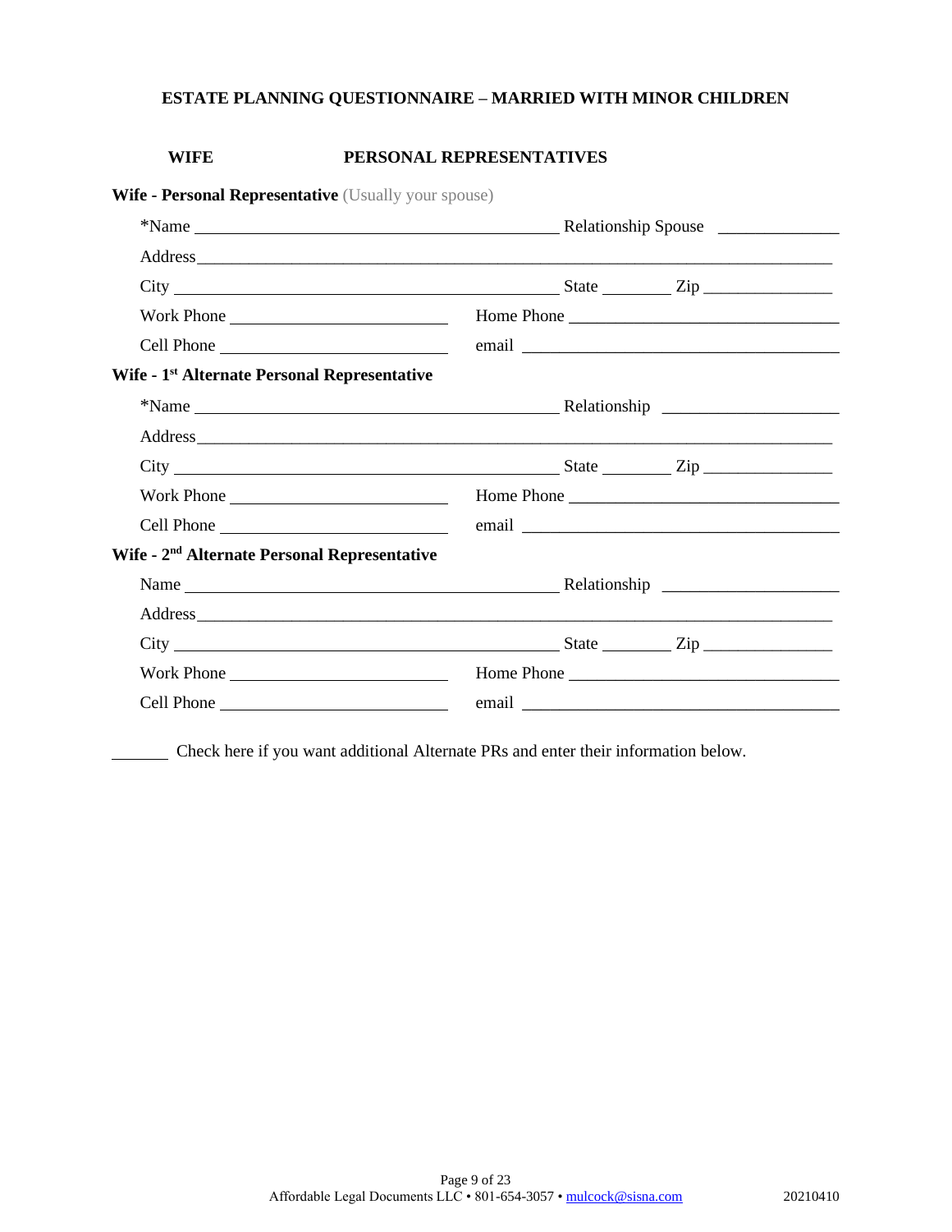**ESTATE PLANNING QUESTIONNAIRE – MARRIED WITH MINOR CHILDREN**

**WIFE** **PERSONAL REPRESENTATIVES**

**Wife - Personal Representative** (Usually your spouse)

*Name ______________________________ Relationship Spouse ____________

Address ____________________________________________________________

City ______________________________ State ________ Zip ______________

Work Phone ______________________ Home Phone ______________________

Cell Phone ______________________ email ______________________________

**Wife - 1st Alternate Personal Representative**

*Name ______________________________ Relationship ____________________

Address ____________________________________________________________

City ______________________________ State ________ Zip ______________

Work Phone ______________________ Home Phone ______________________

Cell Phone ______________________ email ______________________________

**Wife - 2nd Alternate Personal Representative**

Name ______________________________ Relationship ____________________

Address ____________________________________________________________

City ______________________________ State ________ Zip ______________

Work Phone ______________________ Home Phone ______________________

Cell Phone ______________________ email ______________________________

_______ Check here if you want additional Alternate PRs and enter their information below.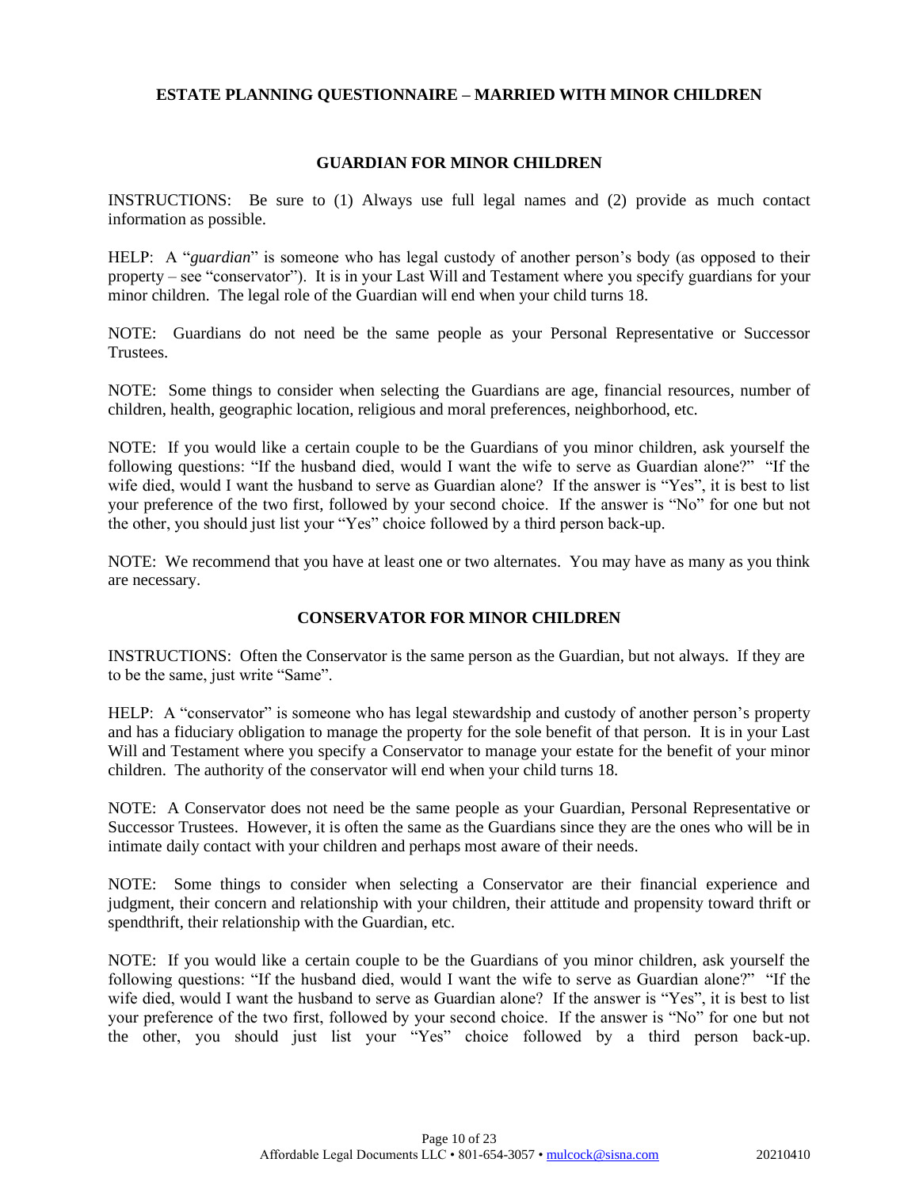## ESTATE PLANNING QUESTIONNAIRE – MARRIED WITH MINOR CHILDREN

### GUARDIAN FOR MINOR CHILDREN

INSTRUCTIONS: Be sure to (1) Always use full legal names and (2) provide as much contact information as possible.

HELP: A "*guardian*" is someone who has legal custody of another person's body (as opposed to their property – see "conservator"). It is in your Last Will and Testament where you specify guardians for your minor children. The legal role of the Guardian will end when your child turns 18.

NOTE: Guardians do not need be the same people as your Personal Representative or Successor Trustees.

NOTE: Some things to consider when selecting the Guardians are age, financial resources, number of children, health, geographic location, religious and moral preferences, neighborhood, etc.

NOTE: If you would like a certain couple to be the Guardians of you minor children, ask yourself the following questions: "If the husband died, would I want the wife to serve as Guardian alone?" "If the wife died, would I want the husband to serve as Guardian alone? If the answer is "Yes", it is best to list your preference of the two first, followed by your second choice. If the answer is "No" for one but not the other, you should just list your "Yes" choice followed by a third person back-up.

NOTE: We recommend that you have at least one or two alternates. You may have as many as you think are necessary.

### CONSERVATOR FOR MINOR CHILDREN

INSTRUCTIONS: Often the Conservator is the same person as the Guardian, but not always. If they are to be the same, just write "Same".

HELP: A "conservator" is someone who has legal stewardship and custody of another person's property and has a fiduciary obligation to manage the property for the sole benefit of that person. It is in your Last Will and Testament where you specify a Conservator to manage your estate for the benefit of your minor children. The authority of the conservator will end when your child turns 18.

NOTE: A Conservator does not need be the same people as your Guardian, Personal Representative or Successor Trustees. However, it is often the same as the Guardians since they are the ones who will be in intimate daily contact with your children and perhaps most aware of their needs.

NOTE: Some things to consider when selecting a Conservator are their financial experience and judgment, their concern and relationship with your children, their attitude and propensity toward thrift or spendthrift, their relationship with the Guardian, etc.

NOTE: If you would like a certain couple to be the Guardians of you minor children, ask yourself the following questions: "If the husband died, would I want the wife to serve as Guardian alone?" "If the wife died, would I want the husband to serve as Guardian alone? If the answer is "Yes", it is best to list your preference of the two first, followed by your second choice. If the answer is "No" for one but not the other, you should just list your "Yes" choice followed by a third person back-up.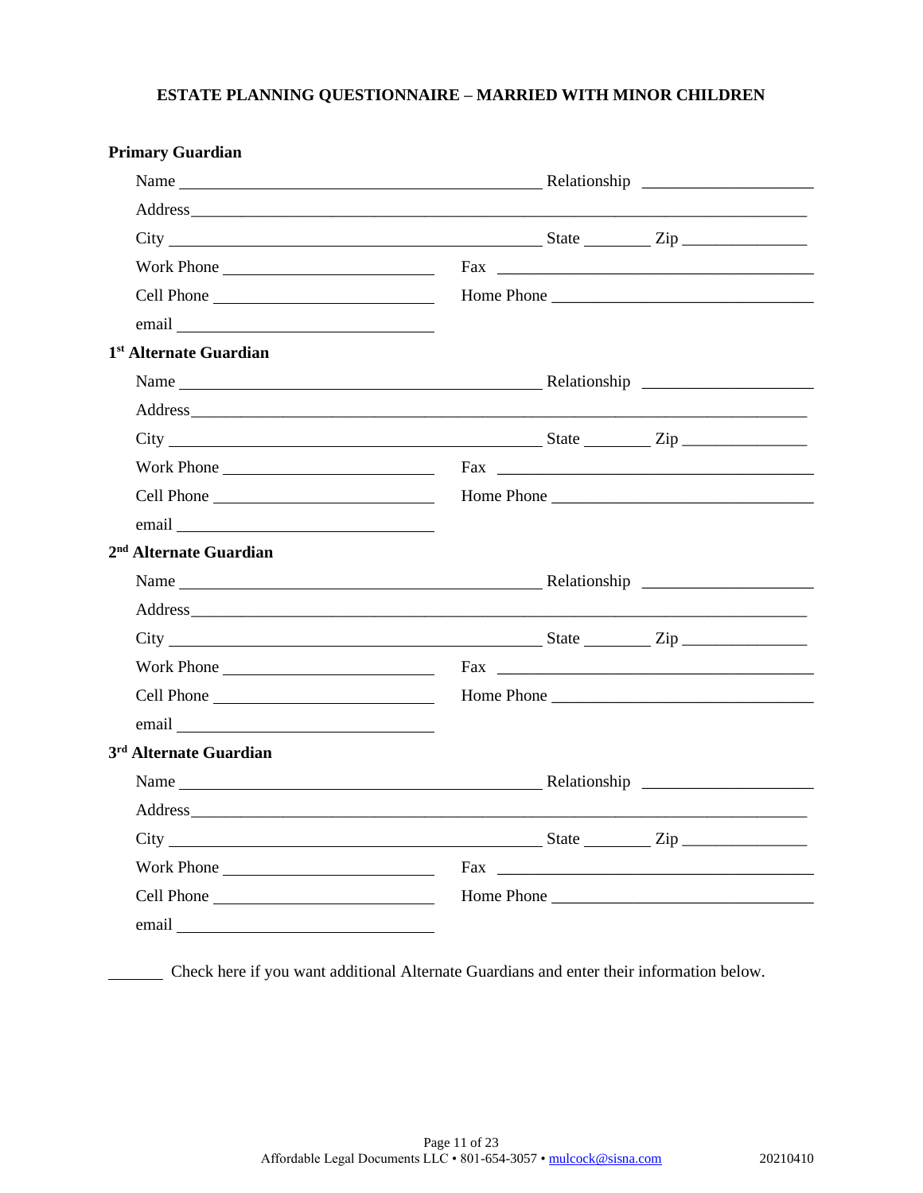**ESTATE PLANNING QUESTIONNAIRE – MARRIED WITH MINOR CHILDREN**

**Primary Guardian**

Name ______________________________________ Relationship ____________________

Address______________________________________________________________________

City ________________________________________ State ________ Zip _______________

Work Phone ________________________ Fax _____________________________________

Cell Phone _________________________ Home Phone ______________________________

email ___________________________

**1st Alternate Guardian**

Name ______________________________________ Relationship ____________________

Address______________________________________________________________________

City ________________________________________ State ________ Zip _______________

Work Phone ________________________ Fax _____________________________________

Cell Phone _________________________ Home Phone ______________________________

email ___________________________

**2nd Alternate Guardian**

Name ______________________________________ Relationship ____________________

Address______________________________________________________________________

City ________________________________________ State ________ Zip _______________

Work Phone ________________________ Fax _____________________________________

Cell Phone _________________________ Home Phone ______________________________

email ___________________________

**3rd Alternate Guardian**

Name ______________________________________ Relationship ____________________

Address______________________________________________________________________

City ________________________________________ State ________ Zip _______________

Work Phone ________________________ Fax _____________________________________

Cell Phone _________________________ Home Phone ______________________________

email ___________________________

______ Check here if you want additional Alternate Guardians and enter their information below.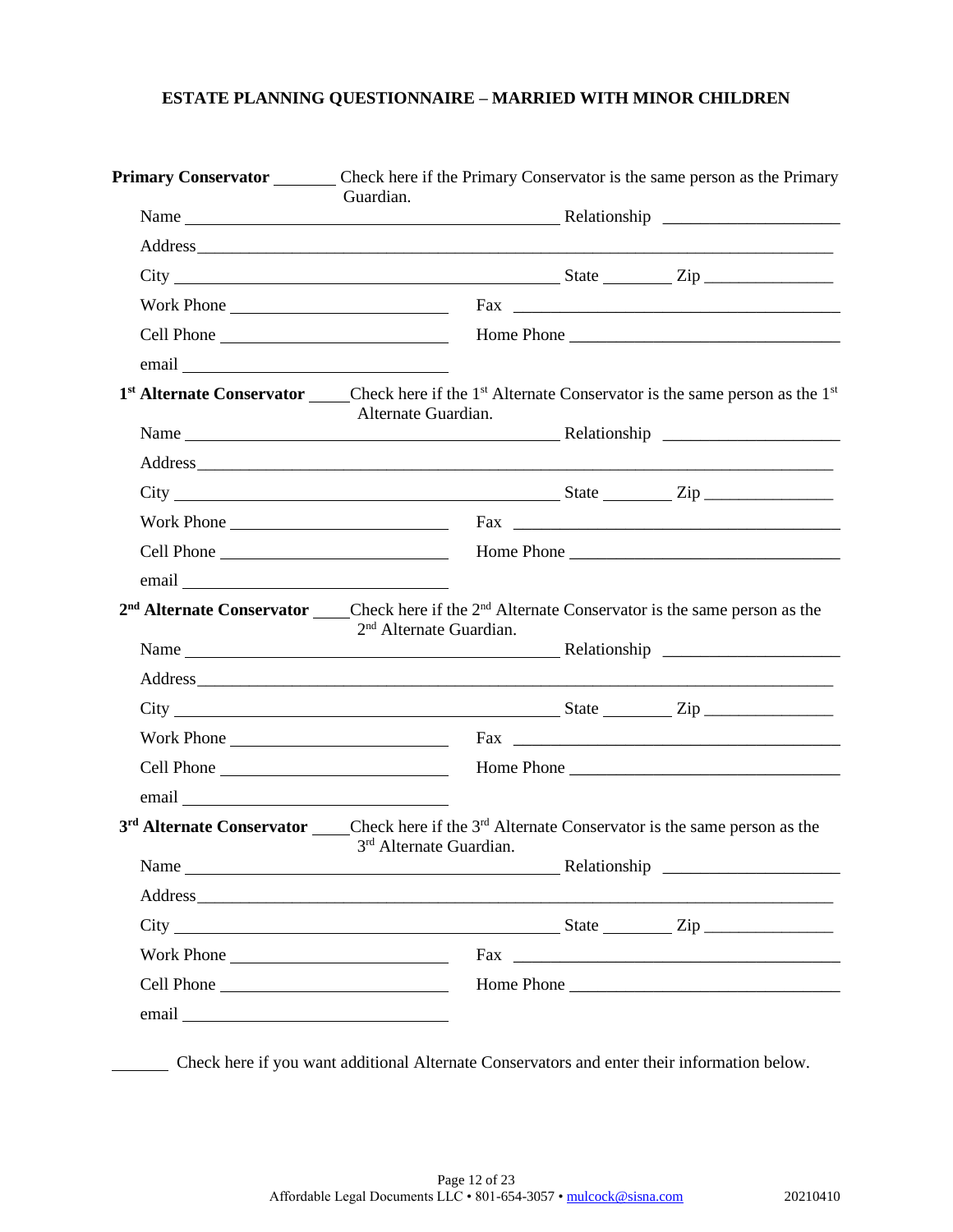## ESTATE PLANNING QUESTIONNAIRE – MARRIED WITH MINOR CHILDREN

**Primary Conservator** _______ Check here if the Primary Conservator is the same person as the Primary Guardian.

Name ______________________________ Relationship ____________________

Address ____________________________________________________________

City ______________________________ State ________ Zip _______________

Work Phone ________________________ Fax _________________________________

Cell Phone ________________________ Home Phone ___________________________

email ______________________________

**1st Alternate Conservator** _____ Check here if the 1st Alternate Conservator is the same person as the 1st Alternate Guardian.

Name ______________________________ Relationship ____________________

Address ____________________________________________________________

City ______________________________ State ________ Zip _______________

Work Phone ________________________ Fax _________________________________

Cell Phone ________________________ Home Phone ___________________________

email ______________________________

**2nd Alternate Conservator** _____ Check here if the 2nd Alternate Conservator is the same person as the 2nd Alternate Guardian.

Name ______________________________ Relationship ____________________

Address ____________________________________________________________

City ______________________________ State ________ Zip _______________

Work Phone ________________________ Fax _________________________________

Cell Phone ________________________ Home Phone ___________________________

email ______________________________

**3rd Alternate Conservator** _____ Check here if the 3rd Alternate Conservator is the same person as the 3rd Alternate Guardian.

Name ______________________________ Relationship ____________________

Address ____________________________________________________________

City ______________________________ State ________ Zip _______________

Work Phone ________________________ Fax _________________________________

Cell Phone ________________________ Home Phone ___________________________

email ______________________________

_______ Check here if you want additional Alternate Conservators and enter their information below.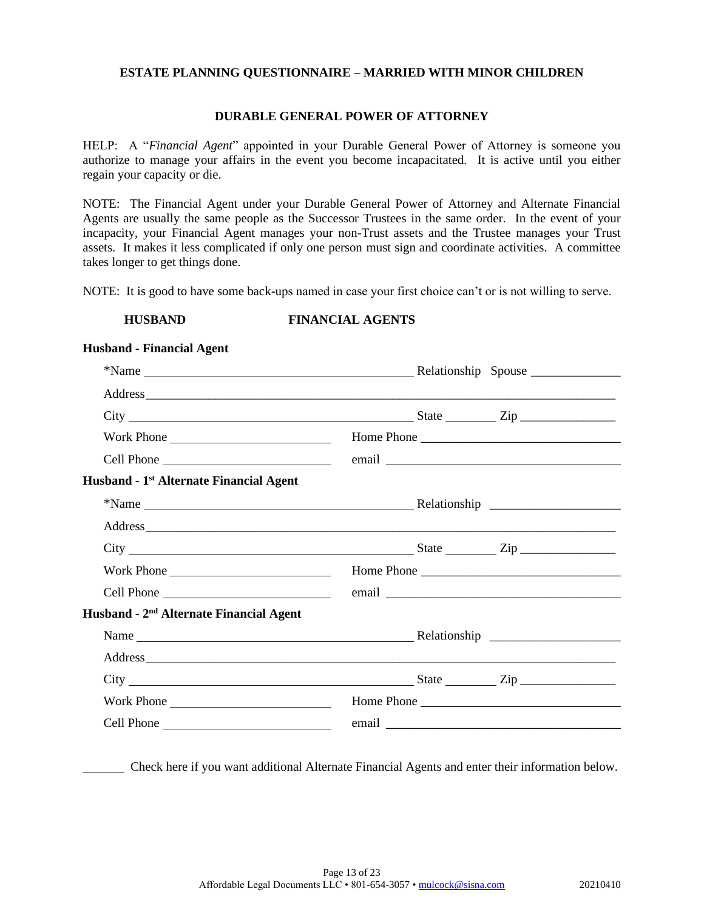# ESTATE PLANNING QUESTIONNAIRE – MARRIED WITH MINOR CHILDREN

## DURABLE GENERAL POWER OF ATTORNEY

HELP: A "*Financial Agent*" appointed in your Durable General Power of Attorney is someone you authorize to manage your affairs in the event you become incapacitated. It is active until you either regain your capacity or die.

NOTE: The Financial Agent under your Durable General Power of Attorney and Alternate Financial Agents are usually the same people as the Successor Trustees in the same order. In the event of your incapacity, your Financial Agent manages your non-Trust assets and the Trustee manages your Trust assets. It makes it less complicated if only one person must sign and coordinate activities. A committee takes longer to get things done.

NOTE: It is good to have some back-ups named in case your first choice can't or is not willing to serve.

**HUSBAND** **FINANCIAL AGENTS**

**Husband - Financial Agent**

*Name ______________________________ Relationship Spouse ______________

Address ______________________________________________________________

City ______________________________ State ________ Zip _______________

Work Phone ____________________ Home Phone ______________________

Cell Phone ____________________ email ___________________________

**Husband - 1st Alternate Financial Agent**

*Name ______________________________ Relationship ____________________

Address ______________________________________________________________

City ______________________________ State ________ Zip _______________

Work Phone ____________________ Home Phone ______________________

Cell Phone ____________________ email ___________________________

**Husband - 2nd Alternate Financial Agent**

Name ______________________________ Relationship ____________________

Address ______________________________________________________________

City ______________________________ State ________ Zip _______________

Work Phone ____________________ Home Phone ______________________

Cell Phone ____________________ email ___________________________

_______ Check here if you want additional Alternate Financial Agents and enter their information below.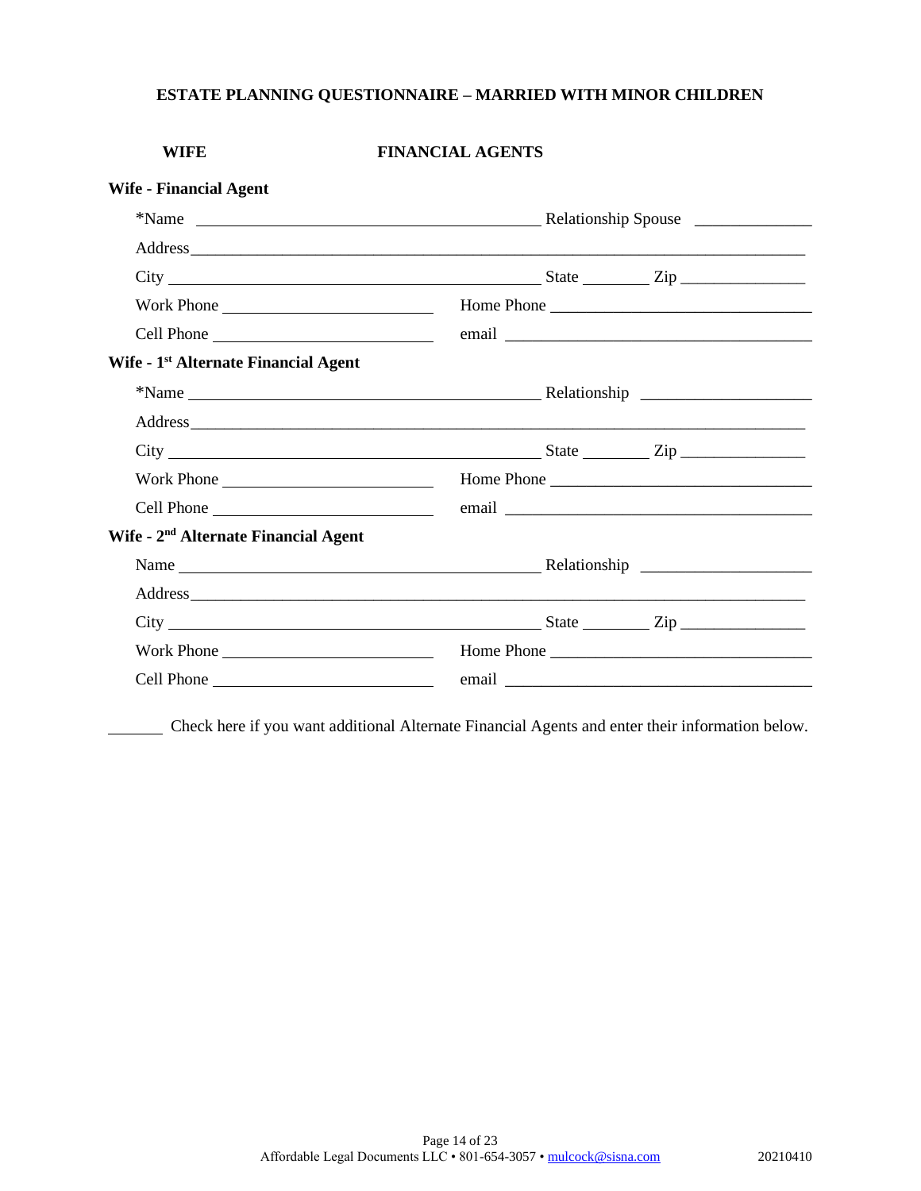## ESTATE PLANNING QUESTIONNAIRE – MARRIED WITH MINOR CHILDREN

**WIFE** **FINANCIAL AGENTS**

**Wife - Financial Agent**

*Name ______________________________ Relationship Spouse ______________

Address ____________________________________________________________

City ______________________________ State ________ Zip ______________

Work Phone ____________________ Home Phone ______________________

Cell Phone ____________________ email ___________________________

**Wife - 1st Alternate Financial Agent**

*Name ______________________________ Relationship ____________________

Address ____________________________________________________________

City ______________________________ State ________ Zip ______________

Work Phone ____________________ Home Phone ______________________

Cell Phone ____________________ email ___________________________

**Wife - 2nd Alternate Financial Agent**

Name ______________________________ Relationship ____________________

Address ____________________________________________________________

City ______________________________ State ________ Zip ______________

Work Phone ____________________ Home Phone ______________________

Cell Phone ____________________ email ___________________________

_______ Check here if you want additional Alternate Financial Agents and enter their information below.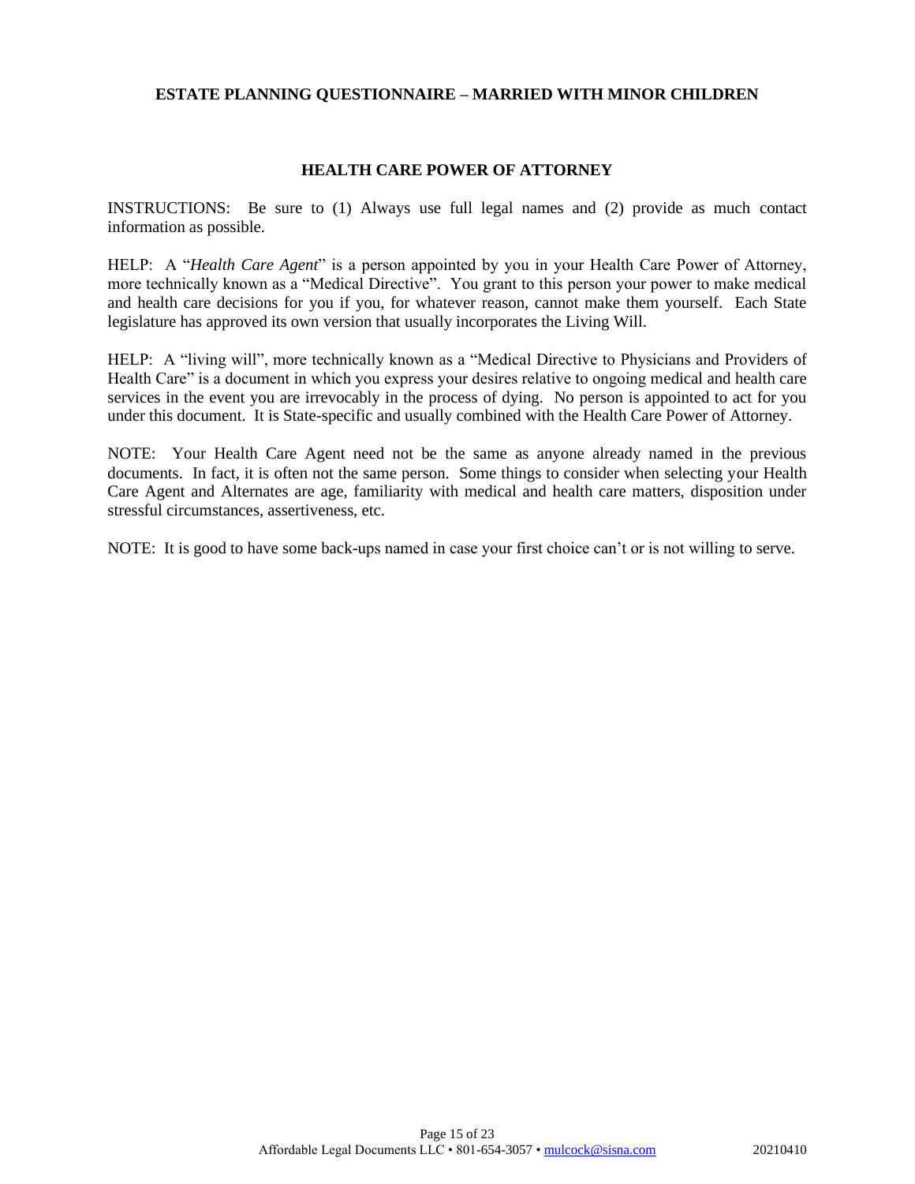## ESTATE PLANNING QUESTIONNAIRE – MARRIED WITH MINOR CHILDREN

### HEALTH CARE POWER OF ATTORNEY

INSTRUCTIONS: Be sure to (1) Always use full legal names and (2) provide as much contact information as possible.

HELP: A "*Health Care Agent*" is a person appointed by you in your Health Care Power of Attorney, more technically known as a "Medical Directive". You grant to this person your power to make medical and health care decisions for you if you, for whatever reason, cannot make them yourself. Each State legislature has approved its own version that usually incorporates the Living Will.

HELP: A "living will", more technically known as a "Medical Directive to Physicians and Providers of Health Care" is a document in which you express your desires relative to ongoing medical and health care services in the event you are irrevocably in the process of dying. No person is appointed to act for you under this document. It is State-specific and usually combined with the Health Care Power of Attorney.

NOTE: Your Health Care Agent need not be the same as anyone already named in the previous documents. In fact, it is often not the same person. Some things to consider when selecting your Health Care Agent and Alternates are age, familiarity with medical and health care matters, disposition under stressful circumstances, assertiveness, etc.

NOTE: It is good to have some back-ups named in case your first choice can't or is not willing to serve.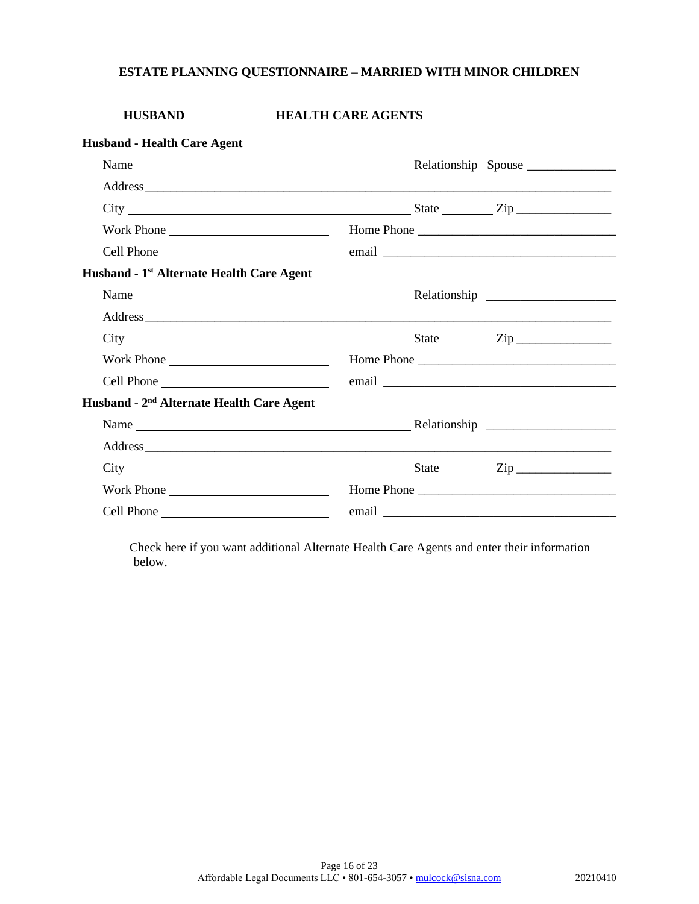# ESTATE PLANNING QUESTIONNAIRE – MARRIED WITH MINOR CHILDREN

## HUSBAND HEALTH CARE AGENTS

**Husband - Health Care Agent**

Name ______________________________ Relationship Spouse ____________

Address ______________________________________________________________

City ______________________________ State ________ Zip ______________

Work Phone ____________________ Home Phone ________________________

Cell Phone ____________________ email ______________________________

**Husband - 1st Alternate Health Care Agent**

Name ______________________________ Relationship ____________________

Address ______________________________________________________________

City ______________________________ State ________ Zip ______________

Work Phone ____________________ Home Phone ________________________

Cell Phone ____________________ email ______________________________

**Husband - 2nd Alternate Health Care Agent**

Name ______________________________ Relationship ____________________

Address ______________________________________________________________

City ______________________________ State ________ Zip ______________

Work Phone ____________________ Home Phone ________________________

Cell Phone ____________________ email ______________________________

_______ Check here if you want additional Alternate Health Care Agents and enter their information below.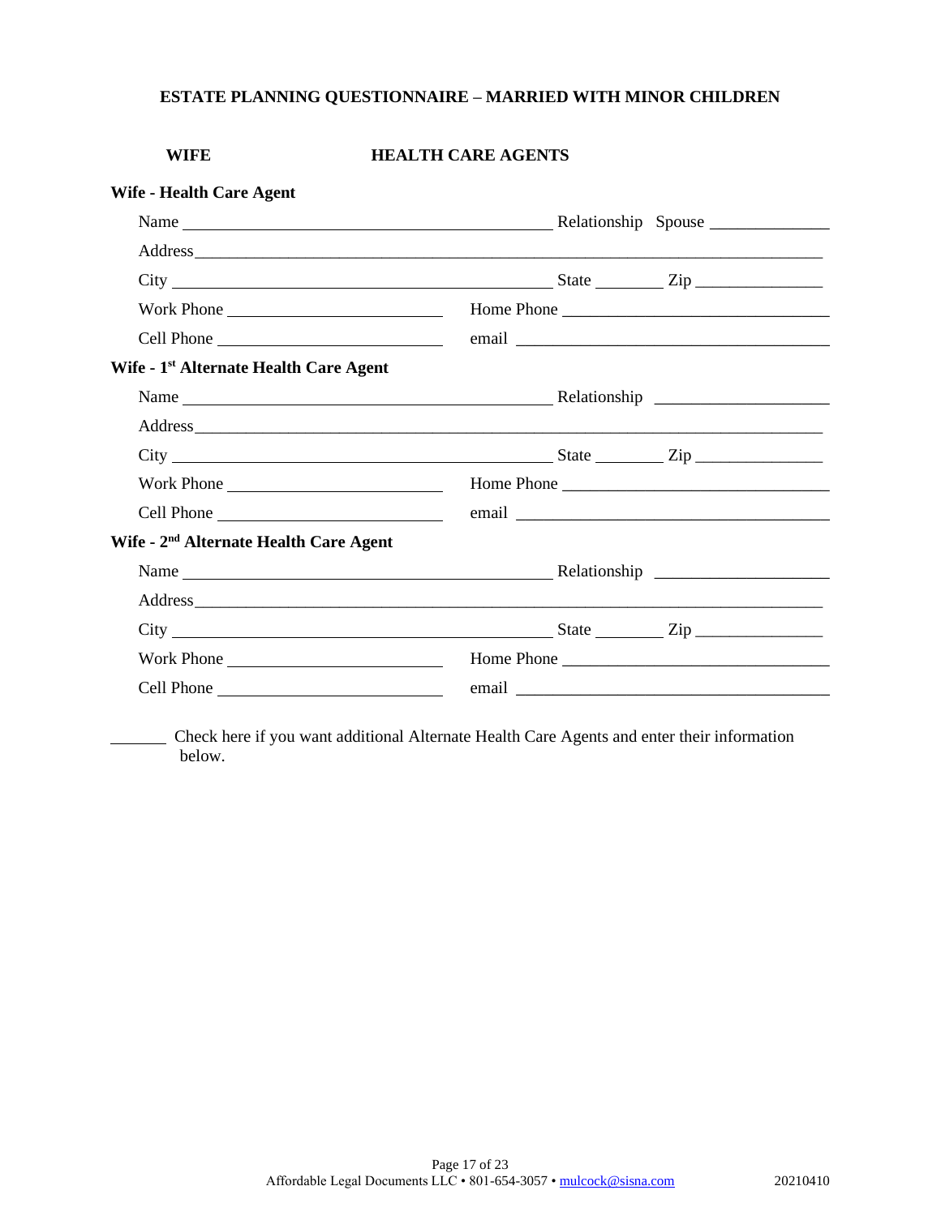## ESTATE PLANNING QUESTIONNAIRE – MARRIED WITH MINOR CHILDREN

**WIFE** **HEALTH CARE AGENTS**

**Wife - Health Care Agent**

Name ______________________________ Relationship Spouse ____________

Address ______________________________________________________________

City ______________________________ State ________ Zip ______________

Work Phone ____________________ Home Phone ____________________________

Cell Phone ____________________ email __________________________________

**Wife - 1st Alternate Health Care Agent**

Name ______________________________ Relationship ____________________

Address ______________________________________________________________

City ______________________________ State ________ Zip ______________

Work Phone ____________________ Home Phone ____________________________

Cell Phone ____________________ email __________________________________

**Wife - 2nd Alternate Health Care Agent**

Name ______________________________ Relationship ____________________

Address ______________________________________________________________

City ______________________________ State ________ Zip ______________

Work Phone ____________________ Home Phone ____________________________

Cell Phone ____________________ email __________________________________

_______ Check here if you want additional Alternate Health Care Agents and enter their information below.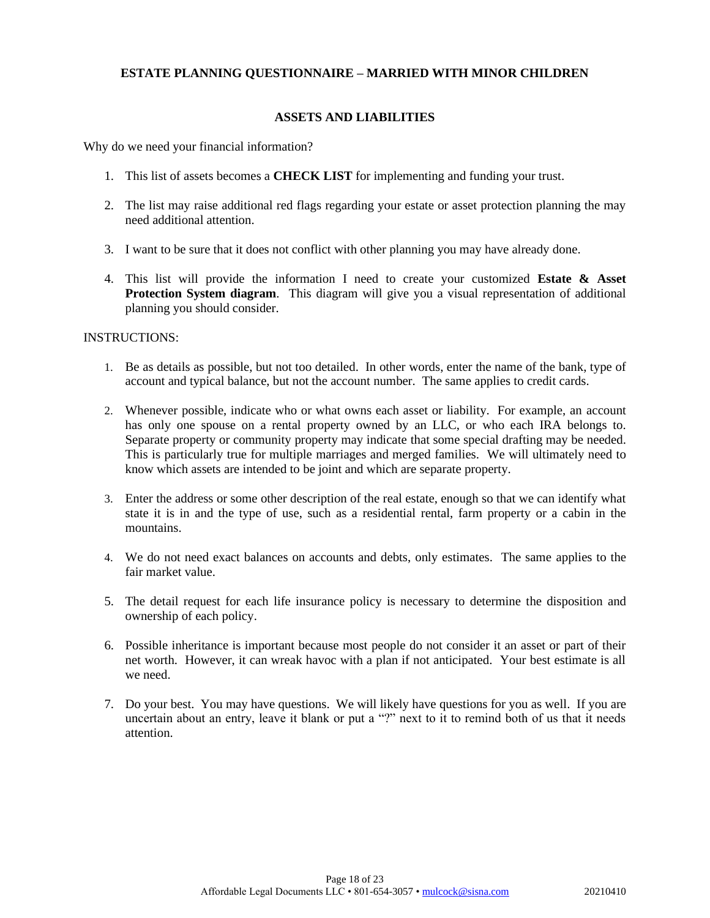## ESTATE PLANNING QUESTIONNAIRE – MARRIED WITH MINOR CHILDREN

### ASSETS AND LIABILITIES

Why do we need your financial information?

1. This list of assets becomes a **CHECK LIST** for implementing and funding your trust.

2. The list may raise additional red flags regarding your estate or asset protection planning the may need additional attention.

3. I want to be sure that it does not conflict with other planning you may have already done.

4. This list will provide the information I need to create your customized **Estate & Asset Protection System diagram**. This diagram will give you a visual representation of additional planning you should consider.

INSTRUCTIONS:

1. Be as details as possible, but not too detailed. In other words, enter the name of the bank, type of account and typical balance, but not the account number. The same applies to credit cards.

2. Whenever possible, indicate who or what owns each asset or liability. For example, an account has only one spouse on a rental property owned by an LLC, or who each IRA belongs to. Separate property or community property may indicate that some special drafting may be needed. This is particularly true for multiple marriages and merged families. We will ultimately need to know which assets are intended to be joint and which are separate property.

3. Enter the address or some other description of the real estate, enough so that we can identify what state it is in and the type of use, such as a residential rental, farm property or a cabin in the mountains.

4. We do not need exact balances on accounts and debts, only estimates. The same applies to the fair market value.

5. The detail request for each life insurance policy is necessary to determine the disposition and ownership of each policy.

6. Possible inheritance is important because most people do not consider it an asset or part of their net worth. However, it can wreak havoc with a plan if not anticipated. Your best estimate is all we need.

7. Do your best. You may have questions. We will likely have questions for you as well. If you are uncertain about an entry, leave it blank or put a "?" next to it to remind both of us that it needs attention.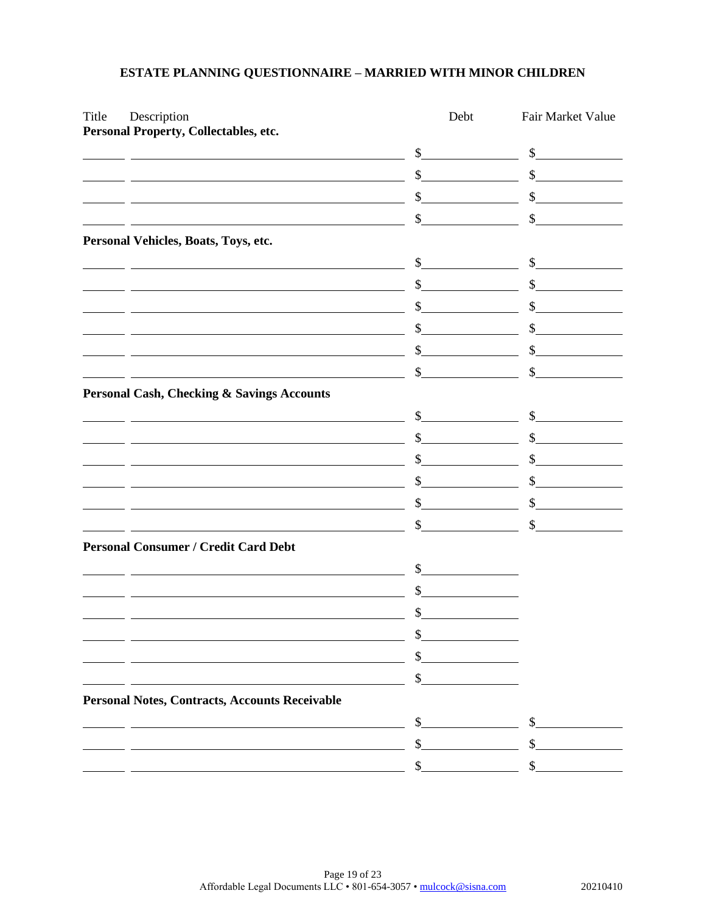## ESTATE PLANNING QUESTIONNAIRE – MARRIED WITH MINOR CHILDREN

| Title | Description | Debt | Fair Market Value |
|---|---|---|---|
| **Personal Property, Collectables, etc.** | | | |
| | | $ | $ |
| | | $ | $ |
| | | $ | $ |
| | | $ | $ |
| **Personal Vehicles, Boats, Toys, etc.** | | | |
| | | $ | $ |
| | | $ | $ |
| | | $ | $ |
| | | $ | $ |
| | | $ | $ |
| | | $ | $ |
| **Personal Cash, Checking & Savings Accounts** | | | |
| | | $ | $ |
| | | $ | $ |
| | | $ | $ |
| | | $ | $ |
| | | $ | $ |
| | | $ | $ |
| **Personal Consumer / Credit Card Debt** | | | |
| | | $ | |
| | | $ | |
| | | $ | |
| | | $ | |
| | | $ | |
| | | $ | |
| **Personal Notes, Contracts, Accounts Receivable** | | | |
| | | $ | $ |
| | | $ | $ |
| | | $ | $ |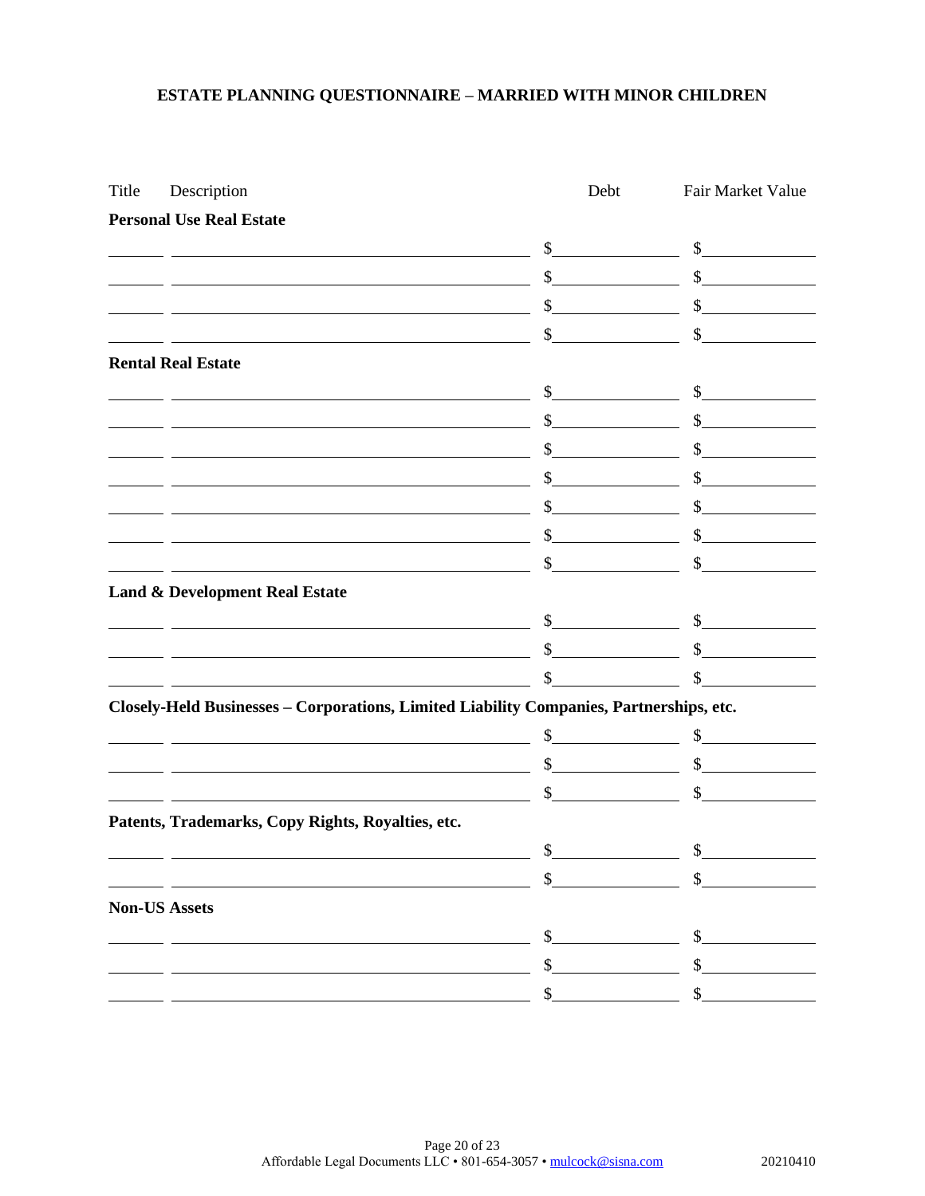# ESTATE PLANNING QUESTIONNAIRE – MARRIED WITH MINOR CHILDREN

| Title | Description | Debt | Fair Market Value |
|---|---|---|---|
| **Personal Use Real Estate** | | | |
| | | $ | $ |
| | | $ | $ |
| | | $ | $ |
| | | $ | $ |
| **Rental Real Estate** | | | |
| | | $ | $ |
| | | $ | $ |
| | | $ | $ |
| | | $ | $ |
| | | $ | $ |
| | | $ | $ |
| | | $ | $ |
| **Land & Development Real Estate** | | | |
| | | $ | $ |
| | | $ | $ |
| | | $ | $ |
| **Closely-Held Businesses – Corporations, Limited Liability Companies, Partnerships, etc.** | | | |
| | | $ | $ |
| | | $ | $ |
| | | $ | $ |
| **Patents, Trademarks, Copy Rights, Royalties, etc.** | | | |
| | | $ | $ |
| | | $ | $ |
| **Non-US Assets** | | | |
| | | $ | $ |
| | | $ | $ |
| | | $ | $ |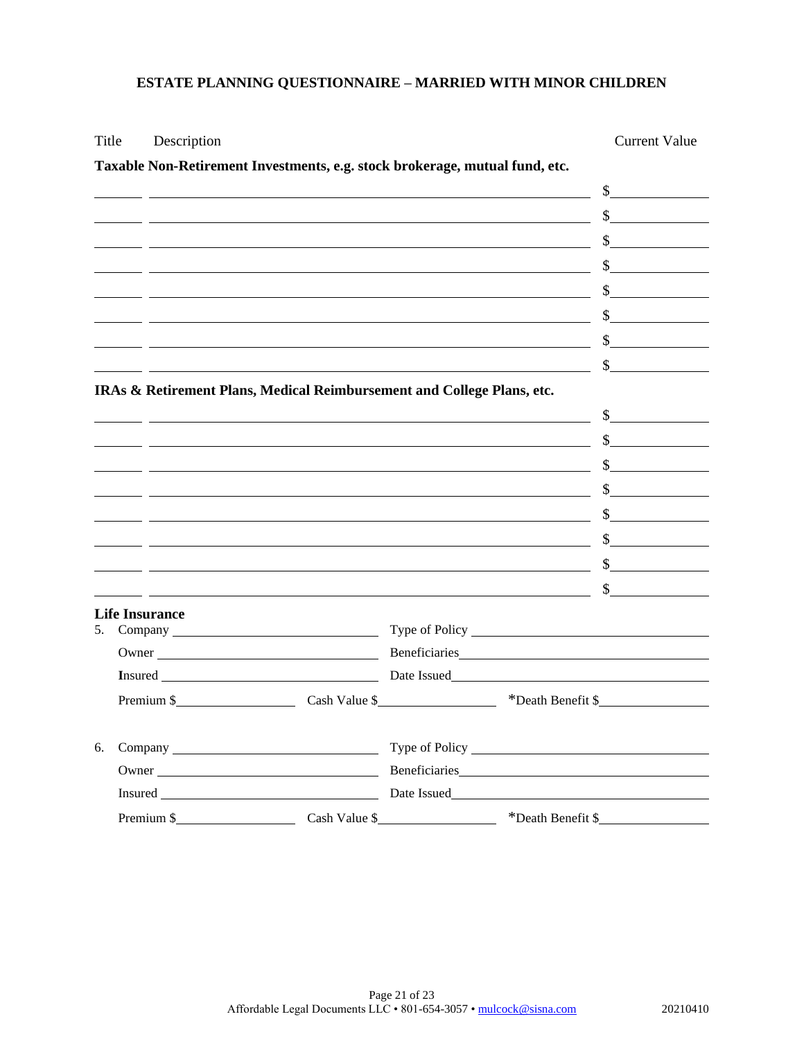## ESTATE PLANNING QUESTIONNAIRE – MARRIED WITH MINOR CHILDREN

| Title | Description | Current Value |
|---|---|---|
| **Taxable Non-Retirement Investments, e.g. stock brokerage, mutual fund, etc.** | | |
| ______ | ______________________________ | $__________ |
| ______ | ______________________________ | $__________ |
| ______ | ______________________________ | $__________ |
| ______ | ______________________________ | $__________ |
| ______ | ______________________________ | $__________ |
| ______ | ______________________________ | $__________ |
| ______ | ______________________________ | $__________ |
| ______ | ______________________________ | $__________ |
| **IRAs & Retirement Plans, Medical Reimbursement and College Plans, etc.** | | |
| ______ | ______________________________ | $__________ |
| ______ | ______________________________ | $__________ |
| ______ | ______________________________ | $__________ |
| ______ | ______________________________ | $__________ |
| ______ | ______________________________ | $__________ |
| ______ | ______________________________ | $__________ |
| ______ | ______________________________ | $__________ |
| ______ | ______________________________ | $__________ |

**Life Insurance**

5. Company ____________________ Type of Policy ____________________

   Owner ____________________ Beneficiaries ____________________

   Insured ____________________ Date Issued ____________________

   Premium $____________ Cash Value $____________ *Death Benefit $____________

6. Company ____________________ Type of Policy ____________________

   Owner ____________________ Beneficiaries ____________________

   Insured ____________________ Date Issued ____________________

   Premium $____________ Cash Value $____________ *Death Benefit $____________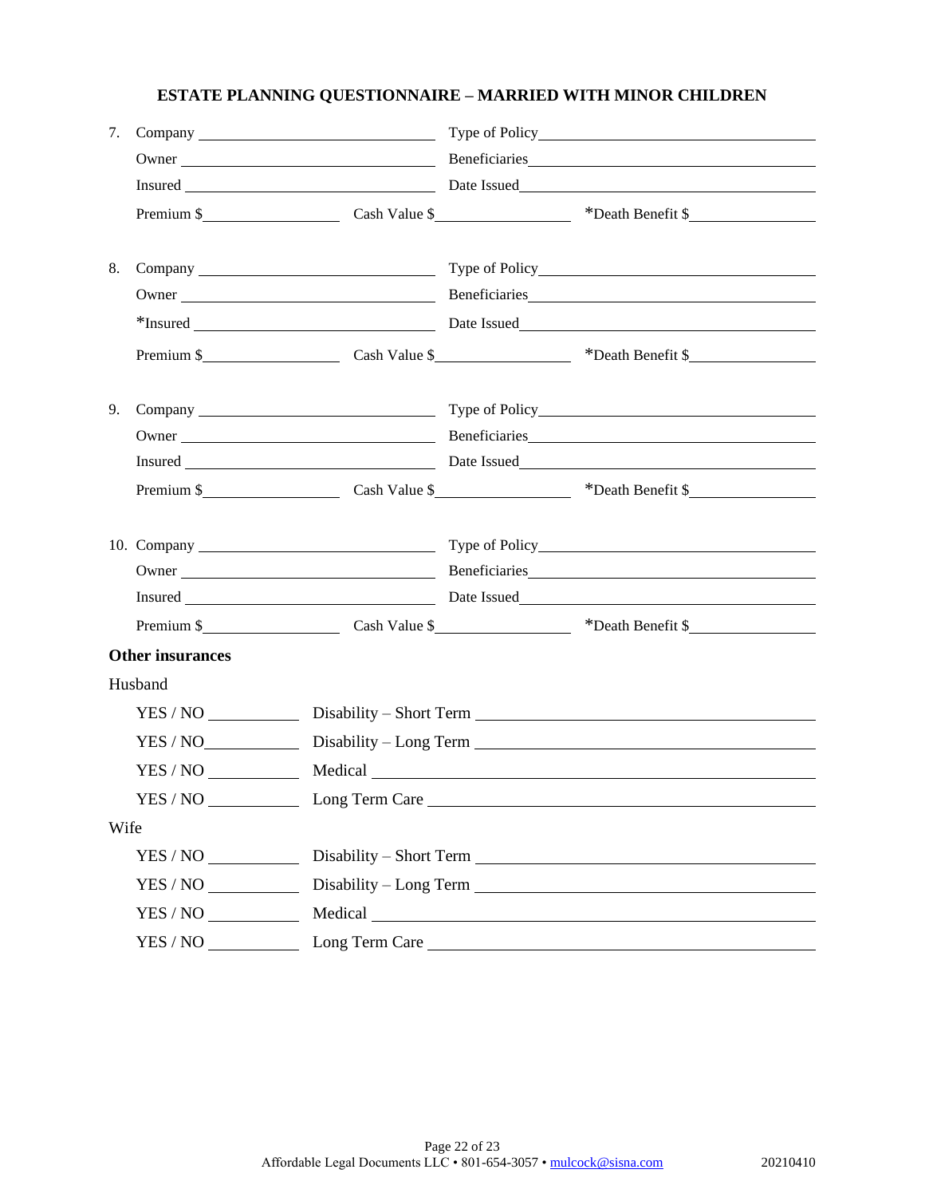7. Company ______________________ Type of Policy______________________
   Owner ______________________ Beneficiaries______________________
   Insured ______________________ Date Issued______________________
   Premium $______________ Cash Value $______________ *Death Benefit $______________

8. Company ______________________ Type of Policy______________________
   Owner ______________________ Beneficiaries______________________
   *Insured ______________________ Date Issued______________________
   Premium $______________ Cash Value $______________ *Death Benefit $______________

9. Company ______________________ Type of Policy______________________
   Owner ______________________ Beneficiaries______________________
   Insured ______________________ Date Issued______________________
   Premium $______________ Cash Value $______________ *Death Benefit $______________

10. Company ______________________ Type of Policy______________________
    Owner ______________________ Beneficiaries______________________
    Insured ______________________ Date Issued______________________
    Premium $______________ Cash Value $______________ *Death Benefit $______________

**Other insurances**

Husband

YES / NO __________ Disability – Short Term ______________________

YES / NO__________ Disability – Long Term ______________________

YES / NO __________ Medical ______________________

YES / NO __________ Long Term Care ______________________

Wife

YES / NO __________ Disability – Short Term ______________________

YES / NO __________ Disability – Long Term ______________________

YES / NO __________ Medical ______________________

YES / NO __________ Long Term Care ______________________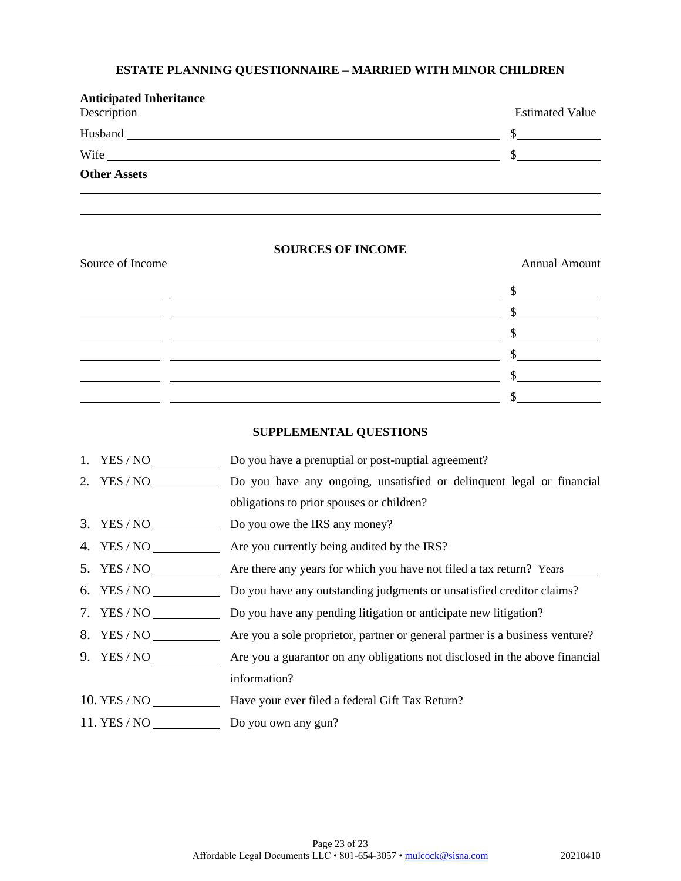## ESTATE PLANNING QUESTIONNAIRE – MARRIED WITH MINOR CHILDREN

**Anticipated Inheritance**

| Description | Estimated Value |
|---|---|
| Husband \_\_\_\_\_\_\_\_\_\_\_\_\_\_\_\_\_\_\_\_\_\_\_\_\_\_\_\_\_\_\_\_\_\_\_\_\_\_\_\_ | $\_\_\_\_\_\_\_\_\_\_ |
| Wife \_\_\_\_\_\_\_\_\_\_\_\_\_\_\_\_\_\_\_\_\_\_\_\_\_\_\_\_\_\_\_\_\_\_\_\_\_\_\_\_ | $\_\_\_\_\_\_\_\_\_\_ |

**Other Assets**

\_\_\_\_\_\_\_\_\_\_\_\_\_\_\_\_\_\_\_\_\_\_\_\_\_\_\_\_\_\_\_\_\_\_\_\_\_\_\_\_\_\_\_\_\_\_\_\_\_\_\_\_\_\_\_\_\_\_\_\_

\_\_\_\_\_\_\_\_\_\_\_\_\_\_\_\_\_\_\_\_\_\_\_\_\_\_\_\_\_\_\_\_\_\_\_\_\_\_\_\_\_\_\_\_\_\_\_\_\_\_\_\_\_\_\_\_\_\_\_\_

## SOURCES OF INCOME

| Source of Income | | Annual Amount |
|---|---|---|
| \_\_\_\_\_\_\_\_ | \_\_\_\_\_\_\_\_\_\_\_\_\_\_\_\_\_\_\_\_\_\_\_\_\_\_\_\_\_\_ | $\_\_\_\_\_\_\_\_\_\_ |
| \_\_\_\_\_\_\_\_ | \_\_\_\_\_\_\_\_\_\_\_\_\_\_\_\_\_\_\_\_\_\_\_\_\_\_\_\_\_\_ | $\_\_\_\_\_\_\_\_\_\_ |
| \_\_\_\_\_\_\_\_ | \_\_\_\_\_\_\_\_\_\_\_\_\_\_\_\_\_\_\_\_\_\_\_\_\_\_\_\_\_\_ | $\_\_\_\_\_\_\_\_\_\_ |
| \_\_\_\_\_\_\_\_ | \_\_\_\_\_\_\_\_\_\_\_\_\_\_\_\_\_\_\_\_\_\_\_\_\_\_\_\_\_\_ | $\_\_\_\_\_\_\_\_\_\_ |
| \_\_\_\_\_\_\_\_ | \_\_\_\_\_\_\_\_\_\_\_\_\_\_\_\_\_\_\_\_\_\_\_\_\_\_\_\_\_\_ | $\_\_\_\_\_\_\_\_\_\_ |
| \_\_\_\_\_\_\_\_ | \_\_\_\_\_\_\_\_\_\_\_\_\_\_\_\_\_\_\_\_\_\_\_\_\_\_\_\_\_\_ | $\_\_\_\_\_\_\_\_\_\_ |

## SUPPLEMENTAL QUESTIONS

1. YES / NO \_\_\_\_\_\_\_\_ Do you have a prenuptial or post-nuptial agreement?
2. YES / NO \_\_\_\_\_\_\_\_ Do you have any ongoing, unsatisfied or delinquent legal or financial obligations to prior spouses or children?
3. YES / NO \_\_\_\_\_\_\_\_ Do you owe the IRS any money?
4. YES / NO \_\_\_\_\_\_\_\_ Are you currently being audited by the IRS?
5. YES / NO \_\_\_\_\_\_\_\_ Are there any years for which you have not filed a tax return? Years\_\_\_\_\_\_
6. YES / NO \_\_\_\_\_\_\_\_ Do you have any outstanding judgments or unsatisfied creditor claims?
7. YES / NO \_\_\_\_\_\_\_\_ Do you have any pending litigation or anticipate new litigation?
8. YES / NO \_\_\_\_\_\_\_\_ Are you a sole proprietor, partner or general partner is a business venture?
9. YES / NO \_\_\_\_\_\_\_\_ Are you a guarantor on any obligations not disclosed in the above financial information?
10. YES / NO \_\_\_\_\_\_\_\_ Have your ever filed a federal Gift Tax Return?
11. YES / NO \_\_\_\_\_\_\_\_ Do you own any gun?